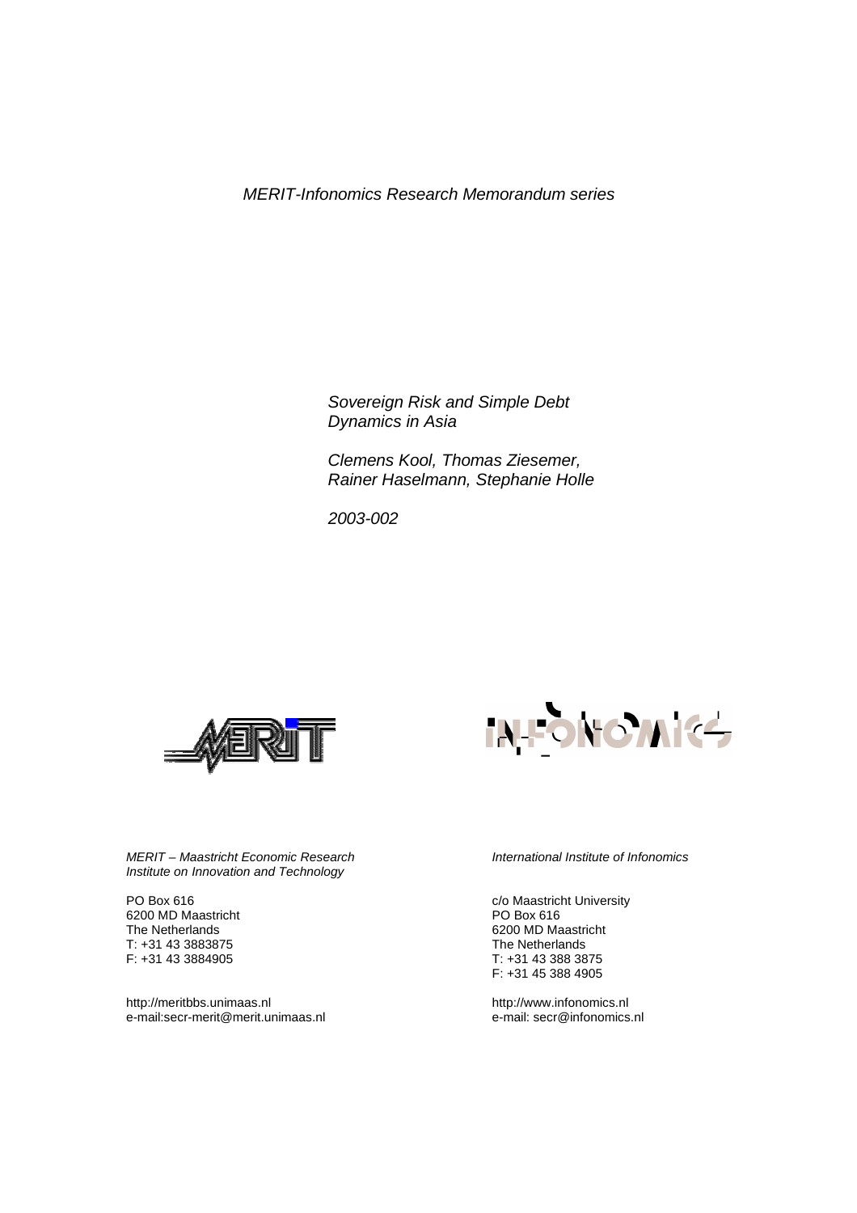*MERIT-Infonomics Research Memorandum series*

*Sovereign Risk and Simple Debt Dynamics in Asia*

*Clemens Kool, Thomas Ziesemer, Rainer Haselmann, Stephanie Holle*

*2003-002*

*MERIT – Maastricht Economic Research Institute on Innovation and Technology*

PO Box 616
6200 MD Maastricht
The Netherlands
T: +31 43 3883875
F: +31 43 3884905

http://meritbbs.unimaas.nl
e-mail:secr-merit@merit.unimaas.nl

*International Institute of Infonomics*

c/o Maastricht University
PO Box 616
6200 MD Maastricht
The Netherlands
T: +31 43 388 3875
F: +31 45 388 4905

http://www.infonomics.nl
e-mail: secr@infonomics.nl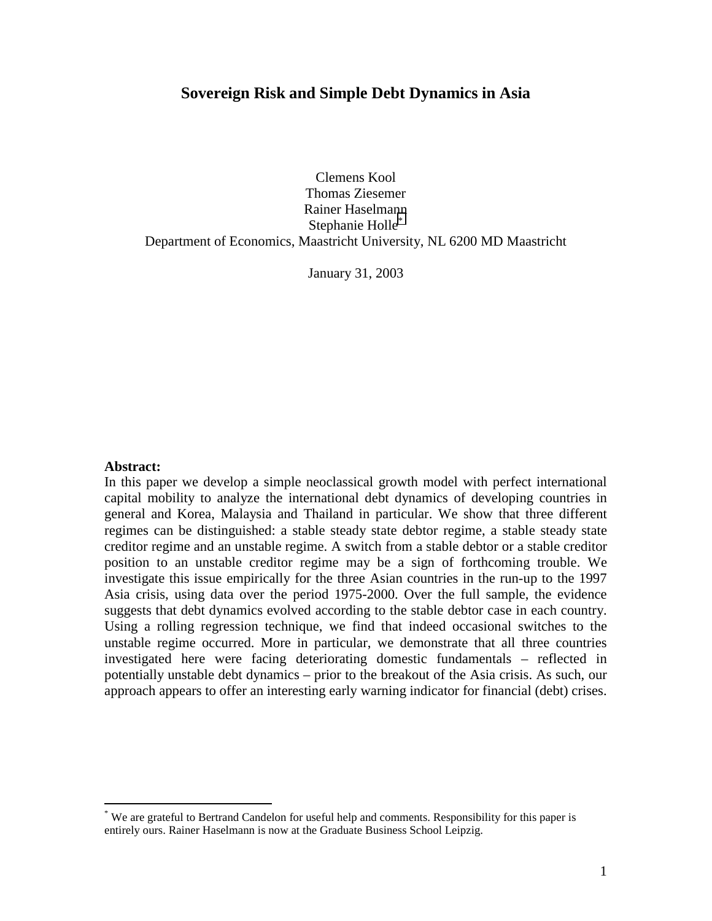# Sovereign Risk and Simple Debt Dynamics in Asia

Clemens Kool
Thomas Ziesemer
Rainer Haselmann
Stephanie Holle[*]
Department of Economics, Maastricht University, NL 6200 MD Maastricht

January 31, 2003

**Abstract:**
In this paper we develop a simple neoclassical growth model with perfect international capital mobility to analyze the international debt dynamics of developing countries in general and Korea, Malaysia and Thailand in particular. We show that three different regimes can be distinguished: a stable steady state debtor regime, a stable steady state creditor regime and an unstable regime. A switch from a stable debtor or a stable creditor position to an unstable creditor regime may be a sign of forthcoming trouble. We investigate this issue empirically for the three Asian countries in the run-up to the 1997 Asia crisis, using data over the period 1975-2000. Over the full sample, the evidence suggests that debt dynamics evolved according to the stable debtor case in each country. Using a rolling regression technique, we find that indeed occasional switches to the unstable regime occurred. More in particular, we demonstrate that all three countries investigated here were facing deteriorating domestic fundamentals – reflected in potentially unstable debt dynamics – prior to the breakout of the Asia crisis. As such, our approach appears to offer an interesting early warning indicator for financial (debt) crises.

[*] We are grateful to Bertrand Candelon for useful help and comments. Responsibility for this paper is entirely ours. Rainer Haselmann is now at the Graduate Business School Leipzig.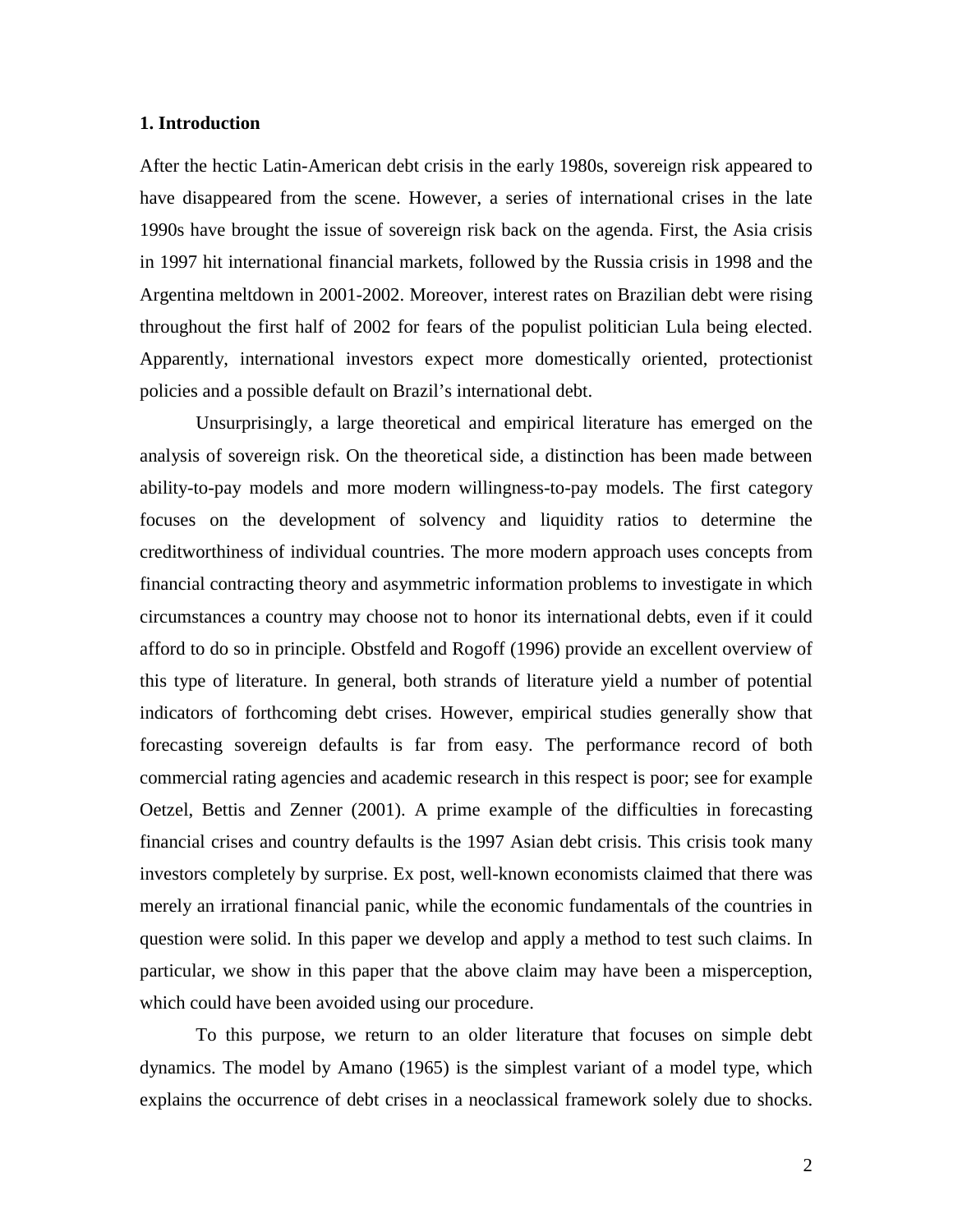## 1. Introduction

After the hectic Latin-American debt crisis in the early 1980s, sovereign risk appeared to have disappeared from the scene. However, a series of international crises in the late 1990s have brought the issue of sovereign risk back on the agenda. First, the Asia crisis in 1997 hit international financial markets, followed by the Russia crisis in 1998 and the Argentina meltdown in 2001-2002. Moreover, interest rates on Brazilian debt were rising throughout the first half of 2002 for fears of the populist politician Lula being elected. Apparently, international investors expect more domestically oriented, protectionist policies and a possible default on Brazil's international debt.

Unsurprisingly, a large theoretical and empirical literature has emerged on the analysis of sovereign risk. On the theoretical side, a distinction has been made between ability-to-pay models and more modern willingness-to-pay models. The first category focuses on the development of solvency and liquidity ratios to determine the creditworthiness of individual countries. The more modern approach uses concepts from financial contracting theory and asymmetric information problems to investigate in which circumstances a country may choose not to honor its international debts, even if it could afford to do so in principle. Obstfeld and Rogoff (1996) provide an excellent overview of this type of literature. In general, both strands of literature yield a number of potential indicators of forthcoming debt crises. However, empirical studies generally show that forecasting sovereign defaults is far from easy. The performance record of both commercial rating agencies and academic research in this respect is poor; see for example Oetzel, Bettis and Zenner (2001). A prime example of the difficulties in forecasting financial crises and country defaults is the 1997 Asian debt crisis. This crisis took many investors completely by surprise. Ex post, well-known economists claimed that there was merely an irrational financial panic, while the economic fundamentals of the countries in question were solid. In this paper we develop and apply a method to test such claims. In particular, we show in this paper that the above claim may have been a misperception, which could have been avoided using our procedure.

To this purpose, we return to an older literature that focuses on simple debt dynamics. The model by Amano (1965) is the simplest variant of a model type, which explains the occurrence of debt crises in a neoclassical framework solely due to shocks.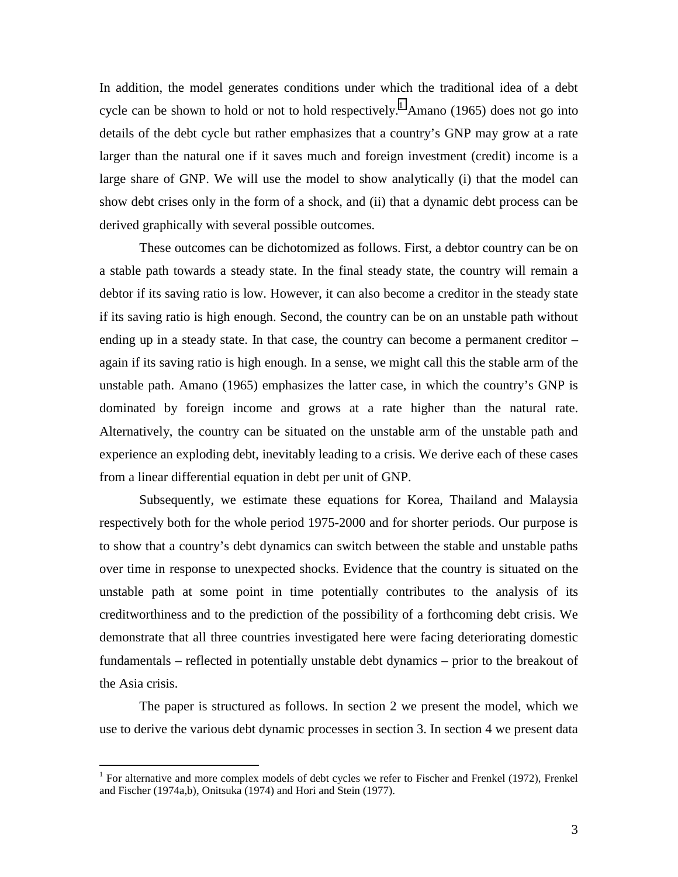In addition, the model generates conditions under which the traditional idea of a debt cycle can be shown to hold or not to hold respectively.[1] Amano (1965) does not go into details of the debt cycle but rather emphasizes that a country's GNP may grow at a rate larger than the natural one if it saves much and foreign investment (credit) income is a large share of GNP. We will use the model to show analytically (i) that the model can show debt crises only in the form of a shock, and (ii) that a dynamic debt process can be derived graphically with several possible outcomes.

These outcomes can be dichotomized as follows. First, a debtor country can be on a stable path towards a steady state. In the final steady state, the country will remain a debtor if its saving ratio is low. However, it can also become a creditor in the steady state if its saving ratio is high enough. Second, the country can be on an unstable path without ending up in a steady state. In that case, the country can become a permanent creditor – again if its saving ratio is high enough. In a sense, we might call this the stable arm of the unstable path. Amano (1965) emphasizes the latter case, in which the country's GNP is dominated by foreign income and grows at a rate higher than the natural rate. Alternatively, the country can be situated on the unstable arm of the unstable path and experience an exploding debt, inevitably leading to a crisis. We derive each of these cases from a linear differential equation in debt per unit of GNP.

Subsequently, we estimate these equations for Korea, Thailand and Malaysia respectively both for the whole period 1975-2000 and for shorter periods. Our purpose is to show that a country's debt dynamics can switch between the stable and unstable paths over time in response to unexpected shocks. Evidence that the country is situated on the unstable path at some point in time potentially contributes to the analysis of its creditworthiness and to the prediction of the possibility of a forthcoming debt crisis. We demonstrate that all three countries investigated here were facing deteriorating domestic fundamentals – reflected in potentially unstable debt dynamics – prior to the breakout of the Asia crisis.

The paper is structured as follows. In section 2 we present the model, which we use to derive the various debt dynamic processes in section 3. In section 4 we present data

[1] For alternative and more complex models of debt cycles we refer to Fischer and Frenkel (1972), Frenkel and Fischer (1974a,b), Onitsuka (1974) and Hori and Stein (1977).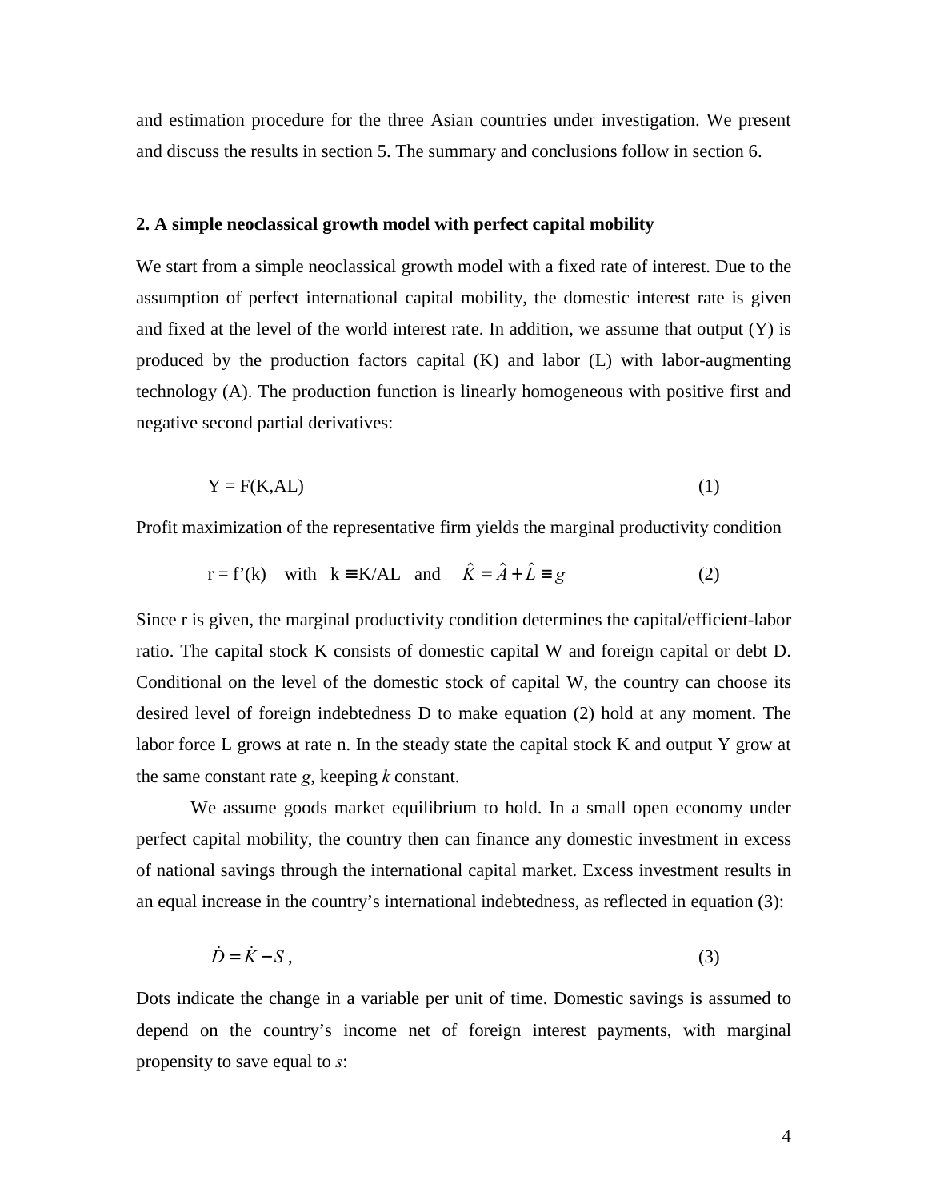and estimation procedure for the three Asian countries under investigation. We present and discuss the results in section 5. The summary and conclusions follow in section 6.

## 2. A simple neoclassical growth model with perfect capital mobility

We start from a simple neoclassical growth model with a fixed rate of interest. Due to the assumption of perfect international capital mobility, the domestic interest rate is given and fixed at the level of the world interest rate. In addition, we assume that output (Y) is produced by the production factors capital (K) and labor (L) with labor-augmenting technology (A). The production function is linearly homogeneous with positive first and negative second partial derivatives:

$$Y = F(K,AL) \tag{1}$$

Profit maximization of the representative firm yields the marginal productivity condition

$$r = f'(k) \quad \text{with} \quad k \equiv K/AL \quad \text{and} \quad \hat{K} = \hat{A} + \hat{L} \equiv g \tag{2}$$

Since r is given, the marginal productivity condition determines the capital/efficient-labor ratio. The capital stock K consists of domestic capital W and foreign capital or debt D. Conditional on the level of the domestic stock of capital W, the country can choose its desired level of foreign indebtedness D to make equation (2) hold at any moment. The labor force L grows at rate n. In the steady state the capital stock K and output Y grow at the same constant rate *g*, keeping *k* constant.

We assume goods market equilibrium to hold. In a small open economy under perfect capital mobility, the country then can finance any domestic investment in excess of national savings through the international capital market. Excess investment results in an equal increase in the country's international indebtedness, as reflected in equation (3):

$$\dot{D} = \dot{K} - S\,, \tag{3}$$

Dots indicate the change in a variable per unit of time. Domestic savings is assumed to depend on the country's income net of foreign interest payments, with marginal propensity to save equal to *s*: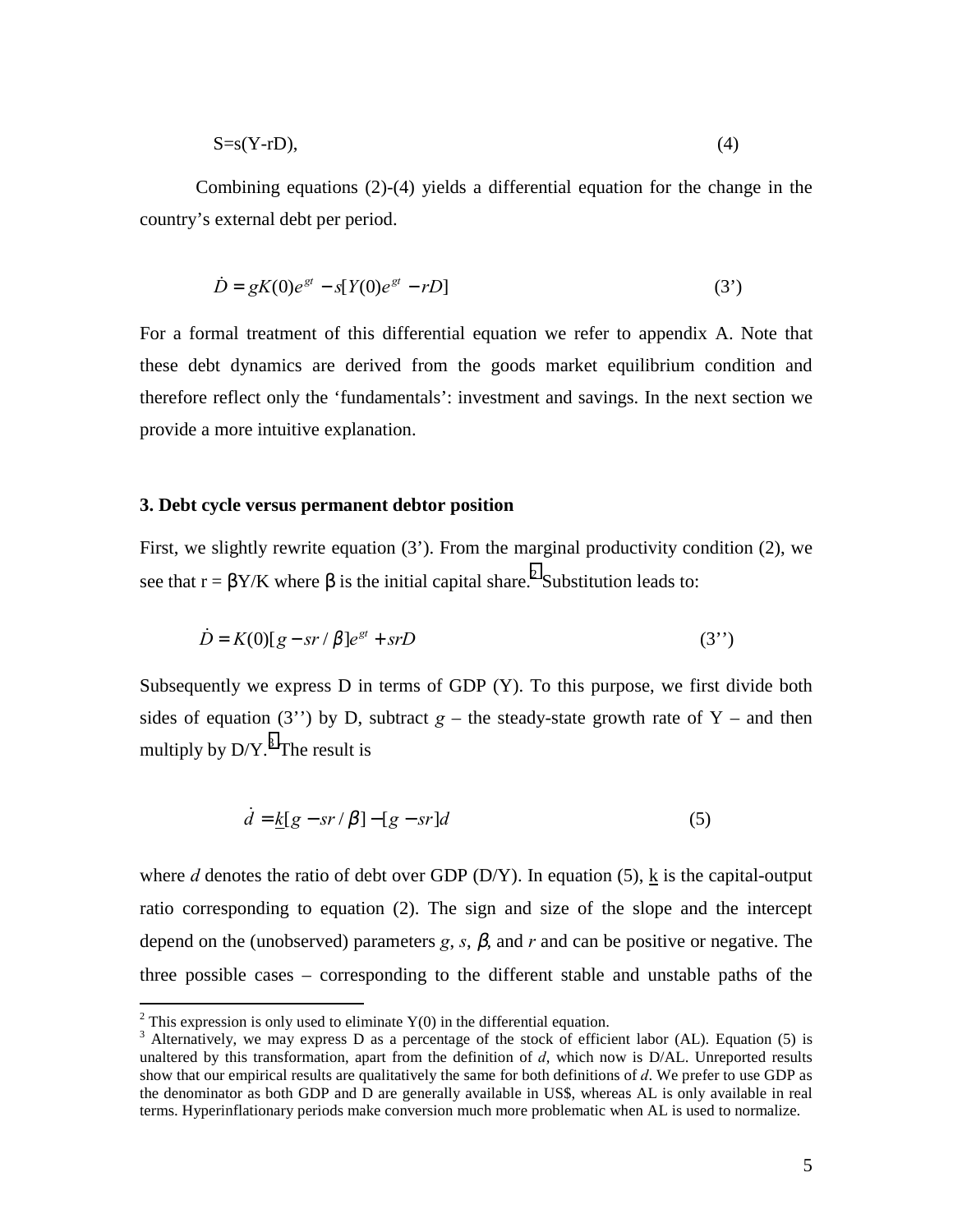$$S = s(Y - rD), \tag{4}$$

Combining equations (2)-(4) yields a differential equation for the change in the country's external debt per period.

$$\dot{D} = gK(0)e^{gt} - s[Y(0)e^{gt} - rD] \tag{3'}$$

For a formal treatment of this differential equation we refer to appendix A. Note that these debt dynamics are derived from the goods market equilibrium condition and therefore reflect only the 'fundamentals': investment and savings. In the next section we provide a more intuitive explanation.

### 3. Debt cycle versus permanent debtor position

First, we slightly rewrite equation (3'). From the marginal productivity condition (2), we see that $r = \beta Y/K$ where $\beta$ is the initial capital share.[2] Substitution leads to:

$$\dot{D} = K(0)[g - sr/\beta]e^{gt} + srD \tag{3''}$$

Subsequently we express D in terms of GDP (Y). To this purpose, we first divide both sides of equation (3'') by D, subtract $g$ – the steady-state growth rate of Y – and then multiply by D/Y.[3] The result is

$$\dot{d} = \underline{k}[g - sr/\beta] - [g - sr]d \tag{5}$$

where $d$ denotes the ratio of debt over GDP (D/Y). In equation (5), $\underline{k}$ is the capital-output ratio corresponding to equation (2). The sign and size of the slope and the intercept depend on the (unobserved) parameters $g$, $s$, $\beta$, and $r$ and can be positive or negative. The three possible cases – corresponding to the different stable and unstable paths of the

---

[2] This expression is only used to eliminate Y(0) in the differential equation.

[3] Alternatively, we may express D as a percentage of the stock of efficient labor (AL). Equation (5) is unaltered by this transformation, apart from the definition of $d$, which now is D/AL. Unreported results show that our empirical results are qualitatively the same for both definitions of $d$. We prefer to use GDP as the denominator as both GDP and D are generally available in US$, whereas AL is only available in real terms. Hyperinflationary periods make conversion much more problematic when AL is used to normalize.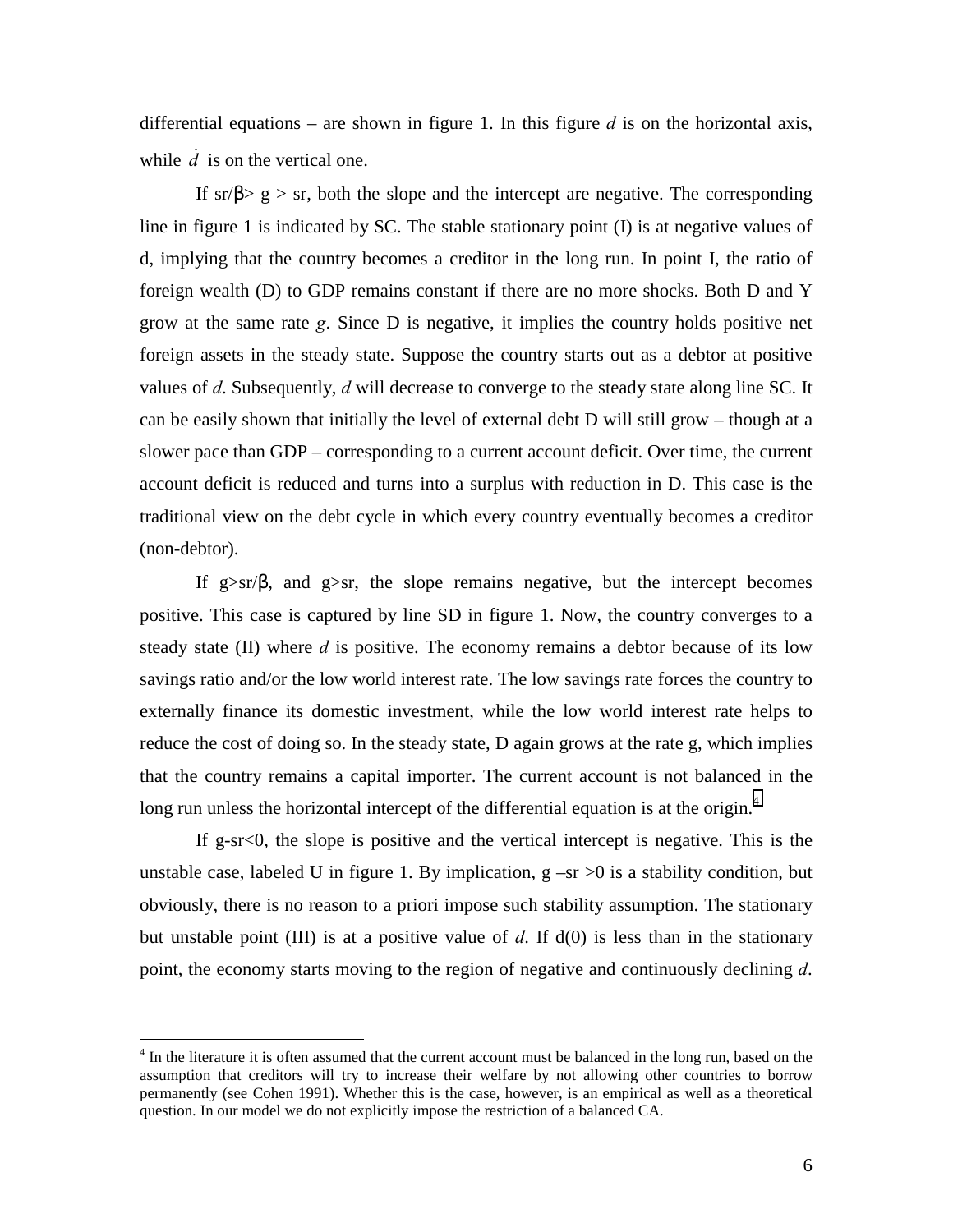differential equations – are shown in figure 1. In this figure $d$ is on the horizontal axis, while $\dot{d}$ is on the vertical one.

If $sr/\beta > g > sr$, both the slope and the intercept are negative. The corresponding line in figure 1 is indicated by SC. The stable stationary point (I) is at negative values of d, implying that the country becomes a creditor in the long run. In point I, the ratio of foreign wealth (D) to GDP remains constant if there are no more shocks. Both D and Y grow at the same rate $g$. Since D is negative, it implies the country holds positive net foreign assets in the steady state. Suppose the country starts out as a debtor at positive values of $d$. Subsequently, $d$ will decrease to converge to the steady state along line SC. It can be easily shown that initially the level of external debt D will still grow – though at a slower pace than GDP – corresponding to a current account deficit. Over time, the current account deficit is reduced and turns into a surplus with reduction in D. This case is the traditional view on the debt cycle in which every country eventually becomes a creditor (non-debtor).

If $g>sr/\beta$, and $g>sr$, the slope remains negative, but the intercept becomes positive. This case is captured by line SD in figure 1. Now, the country converges to a steady state (II) where $d$ is positive. The economy remains a debtor because of its low savings ratio and/or the low world interest rate. The low savings rate forces the country to externally finance its domestic investment, while the low world interest rate helps to reduce the cost of doing so. In the steady state, D again grows at the rate g, which implies that the country remains a capital importer. The current account is not balanced in the long run unless the horizontal intercept of the differential equation is at the origin.[4]

If $g-sr<0$, the slope is positive and the vertical intercept is negative. This is the unstable case, labeled U in figure 1. By implication, $g-sr>0$ is a stability condition, but obviously, there is no reason to a priori impose such stability assumption. The stationary but unstable point (III) is at a positive value of $d$. If d(0) is less than in the stationary point, the economy starts moving to the region of negative and continuously declining $d$.

[4] In the literature it is often assumed that the current account must be balanced in the long run, based on the assumption that creditors will try to increase their welfare by not allowing other countries to borrow permanently (see Cohen 1991). Whether this is the case, however, is an empirical as well as a theoretical question. In our model we do not explicitly impose the restriction of a balanced CA.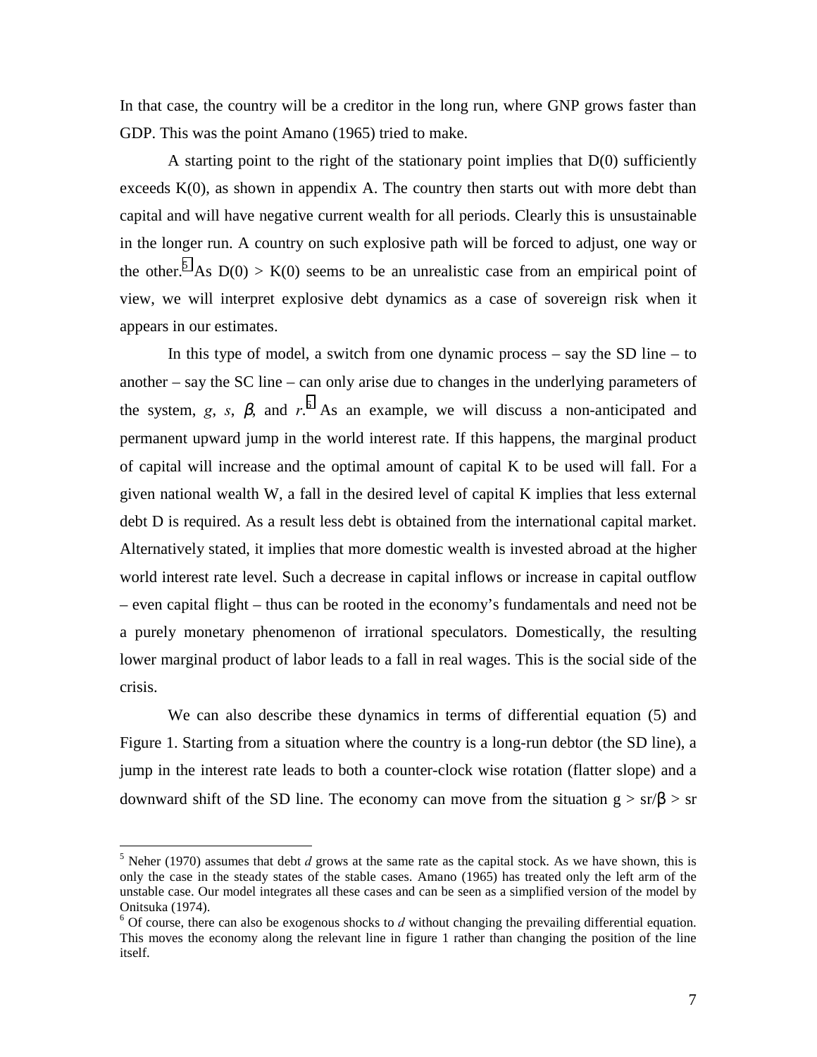In that case, the country will be a creditor in the long run, where GNP grows faster than GDP. This was the point Amano (1965) tried to make.

A starting point to the right of the stationary point implies that D(0) sufficiently exceeds K(0), as shown in appendix A. The country then starts out with more debt than capital and will have negative current wealth for all periods. Clearly this is unsustainable in the longer run. A country on such explosive path will be forced to adjust, one way or the other.[5] As D(0) > K(0) seems to be an unrealistic case from an empirical point of view, we will interpret explosive debt dynamics as a case of sovereign risk when it appears in our estimates.

In this type of model, a switch from one dynamic process – say the SD line – to another – say the SC line – can only arise due to changes in the underlying parameters of the system, $g$, $s$, $\beta$, and $r$.[6] As an example, we will discuss a non-anticipated and permanent upward jump in the world interest rate. If this happens, the marginal product of capital will increase and the optimal amount of capital K to be used will fall. For a given national wealth W, a fall in the desired level of capital K implies that less external debt D is required. As a result less debt is obtained from the international capital market. Alternatively stated, it implies that more domestic wealth is invested abroad at the higher world interest rate level. Such a decrease in capital inflows or increase in capital outflow – even capital flight – thus can be rooted in the economy's fundamentals and need not be a purely monetary phenomenon of irrational speculators. Domestically, the resulting lower marginal product of labor leads to a fall in real wages. This is the social side of the crisis.

We can also describe these dynamics in terms of differential equation (5) and Figure 1. Starting from a situation where the country is a long-run debtor (the SD line), a jump in the interest rate leads to both a counter-clock wise rotation (flatter slope) and a downward shift of the SD line. The economy can move from the situation $g > sr/\beta > sr$

---

[5] Neher (1970) assumes that debt $d$ grows at the same rate as the capital stock. As we have shown, this is only the case in the steady states of the stable cases. Amano (1965) has treated only the left arm of the unstable case. Our model integrates all these cases and can be seen as a simplified version of the model by Onitsuka (1974).

[6] Of course, there can also be exogenous shocks to $d$ without changing the prevailing differential equation. This moves the economy along the relevant line in figure 1 rather than changing the position of the line itself.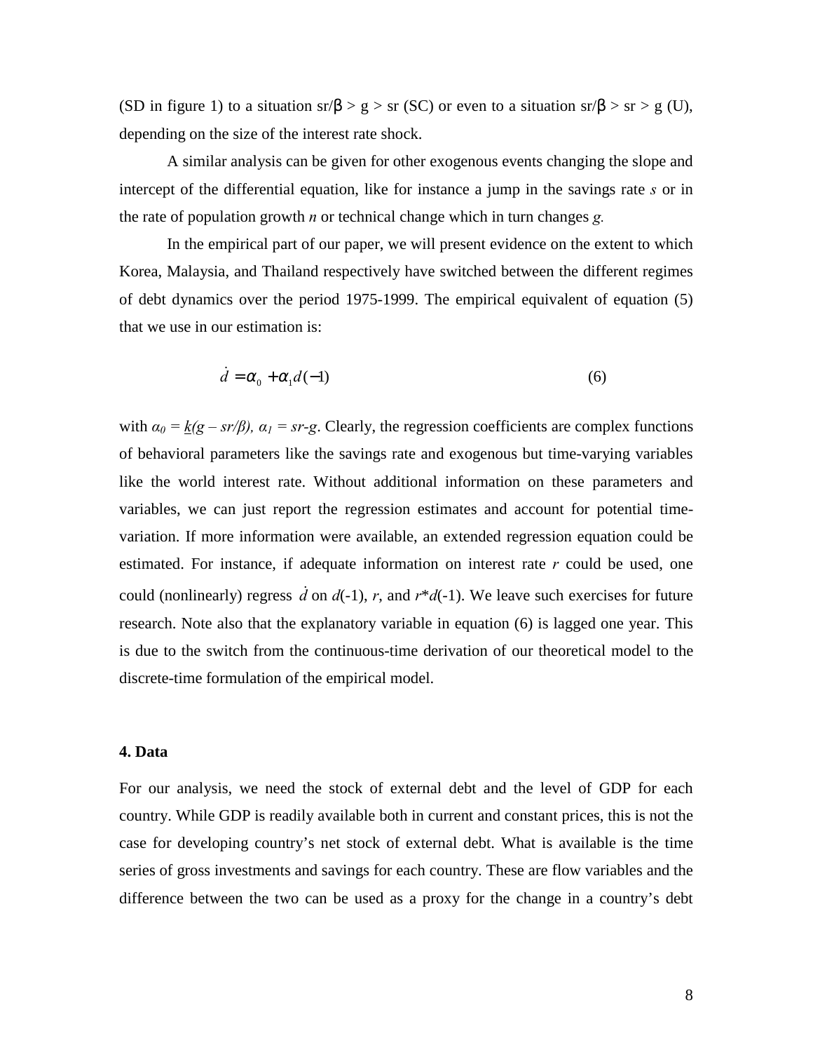(SD in figure 1) to a situation $sr/\beta > g > sr$ (SC) or even to a situation $sr/\beta > sr > g$ (U), depending on the size of the interest rate shock.

A similar analysis can be given for other exogenous events changing the slope and intercept of the differential equation, like for instance a jump in the savings rate *s* or in the rate of population growth *n* or technical change which in turn changes *g.*

In the empirical part of our paper, we will present evidence on the extent to which Korea, Malaysia, and Thailand respectively have switched between the different regimes of debt dynamics over the period 1975-1999. The empirical equivalent of equation (5) that we use in our estimation is:

$$\dot{d} = \alpha_0 + \alpha_1 d(-1) \qquad (6)$$

with $\alpha_0 = \underline{k}(g - sr/\beta)$, $\alpha_1 = sr - g$. Clearly, the regression coefficients are complex functions of behavioral parameters like the savings rate and exogenous but time-varying variables like the world interest rate. Without additional information on these parameters and variables, we can just report the regression estimates and account for potential time-variation. If more information were available, an extended regression equation could be estimated. For instance, if adequate information on interest rate *r* could be used, one could (nonlinearly) regress $\dot{d}$ on $d(-1)$, $r$, and $r*d(-1)$. We leave such exercises for future research. Note also that the explanatory variable in equation (6) is lagged one year. This is due to the switch from the continuous-time derivation of our theoretical model to the discrete-time formulation of the empirical model.

## 4. Data

For our analysis, we need the stock of external debt and the level of GDP for each country. While GDP is readily available both in current and constant prices, this is not the case for developing country's net stock of external debt. What is available is the time series of gross investments and savings for each country. These are flow variables and the difference between the two can be used as a proxy for the change in a country's debt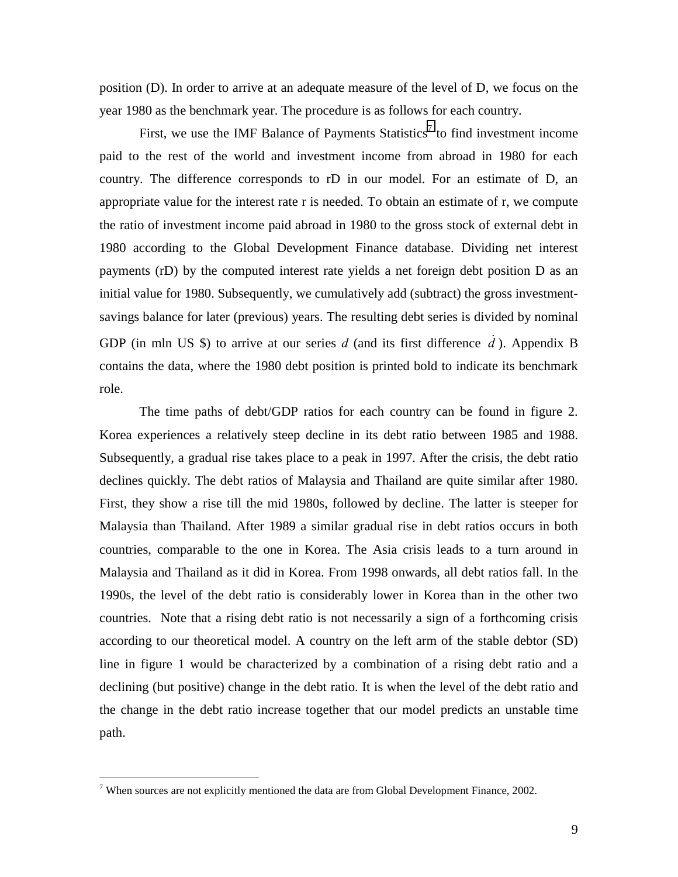position (D). In order to arrive at an adequate measure of the level of D, we focus on the year 1980 as the benchmark year. The procedure is as follows for each country.

First, we use the IMF Balance of Payments Statistics[7] to find investment income paid to the rest of the world and investment income from abroad in 1980 for each country. The difference corresponds to rD in our model. For an estimate of D, an appropriate value for the interest rate r is needed. To obtain an estimate of r, we compute the ratio of investment income paid abroad in 1980 to the gross stock of external debt in 1980 according to the Global Development Finance database. Dividing net interest payments (rD) by the computed interest rate yields a net foreign debt position D as an initial value for 1980. Subsequently, we cumulatively add (subtract) the gross investment-savings balance for later (previous) years. The resulting debt series is divided by nominal GDP (in mln US $) to arrive at our series $d$ (and its first difference $\dot{d}$). Appendix B contains the data, where the 1980 debt position is printed bold to indicate its benchmark role.

The time paths of debt/GDP ratios for each country can be found in figure 2. Korea experiences a relatively steep decline in its debt ratio between 1985 and 1988. Subsequently, a gradual rise takes place to a peak in 1997. After the crisis, the debt ratio declines quickly. The debt ratios of Malaysia and Thailand are quite similar after 1980. First, they show a rise till the mid 1980s, followed by decline. The latter is steeper for Malaysia than Thailand. After 1989 a similar gradual rise in debt ratios occurs in both countries, comparable to the one in Korea. The Asia crisis leads to a turn around in Malaysia and Thailand as it did in Korea. From 1998 onwards, all debt ratios fall. In the 1990s, the level of the debt ratio is considerably lower in Korea than in the other two countries. Note that a rising debt ratio is not necessarily a sign of a forthcoming crisis according to our theoretical model. A country on the left arm of the stable debtor (SD) line in figure 1 would be characterized by a combination of a rising debt ratio and a declining (but positive) change in the debt ratio. It is when the level of the debt ratio and the change in the debt ratio increase together that our model predicts an unstable time path.

---

[7] When sources are not explicitly mentioned the data are from Global Development Finance, 2002.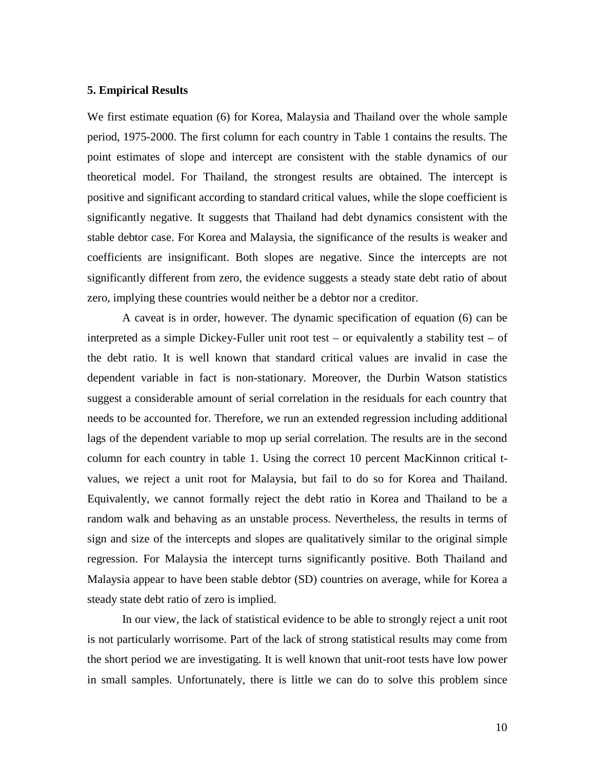### 5. Empirical Results

We first estimate equation (6) for Korea, Malaysia and Thailand over the whole sample period, 1975-2000. The first column for each country in Table 1 contains the results. The point estimates of slope and intercept are consistent with the stable dynamics of our theoretical model. For Thailand, the strongest results are obtained. The intercept is positive and significant according to standard critical values, while the slope coefficient is significantly negative. It suggests that Thailand had debt dynamics consistent with the stable debtor case. For Korea and Malaysia, the significance of the results is weaker and coefficients are insignificant. Both slopes are negative. Since the intercepts are not significantly different from zero, the evidence suggests a steady state debt ratio of about zero, implying these countries would neither be a debtor nor a creditor.

A caveat is in order, however. The dynamic specification of equation (6) can be interpreted as a simple Dickey-Fuller unit root test – or equivalently a stability test – of the debt ratio. It is well known that standard critical values are invalid in case the dependent variable in fact is non-stationary. Moreover, the Durbin Watson statistics suggest a considerable amount of serial correlation in the residuals for each country that needs to be accounted for. Therefore, we run an extended regression including additional lags of the dependent variable to mop up serial correlation. The results are in the second column for each country in table 1. Using the correct 10 percent MacKinnon critical t-values, we reject a unit root for Malaysia, but fail to do so for Korea and Thailand. Equivalently, we cannot formally reject the debt ratio in Korea and Thailand to be a random walk and behaving as an unstable process. Nevertheless, the results in terms of sign and size of the intercepts and slopes are qualitatively similar to the original simple regression. For Malaysia the intercept turns significantly positive. Both Thailand and Malaysia appear to have been stable debtor (SD) countries on average, while for Korea a steady state debt ratio of zero is implied.

In our view, the lack of statistical evidence to be able to strongly reject a unit root is not particularly worrisome. Part of the lack of strong statistical results may come from the short period we are investigating. It is well known that unit-root tests have low power in small samples. Unfortunately, there is little we can do to solve this problem since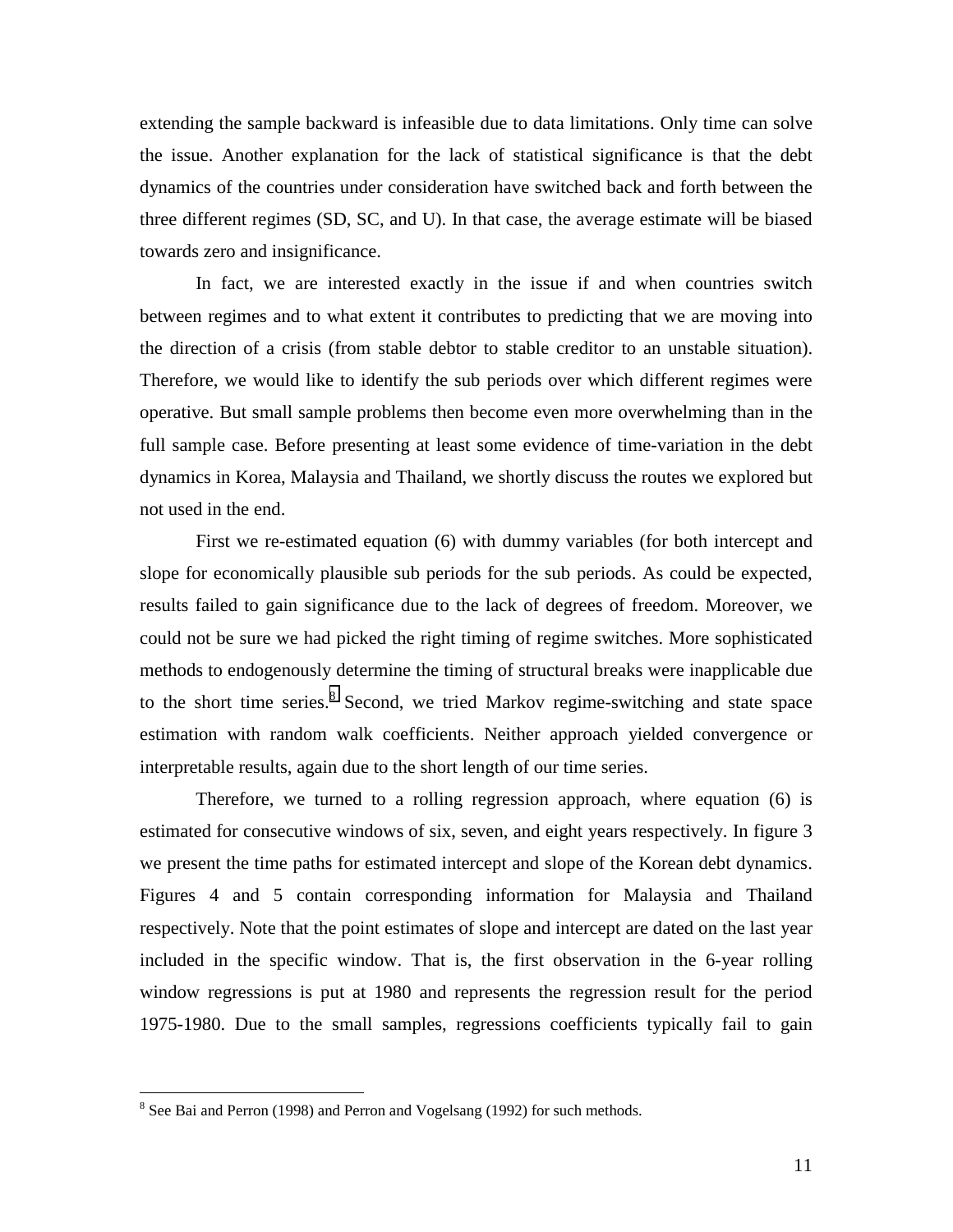extending the sample backward is infeasible due to data limitations. Only time can solve the issue. Another explanation for the lack of statistical significance is that the debt dynamics of the countries under consideration have switched back and forth between the three different regimes (SD, SC, and U). In that case, the average estimate will be biased towards zero and insignificance.

In fact, we are interested exactly in the issue if and when countries switch between regimes and to what extent it contributes to predicting that we are moving into the direction of a crisis (from stable debtor to stable creditor to an unstable situation). Therefore, we would like to identify the sub periods over which different regimes were operative. But small sample problems then become even more overwhelming than in the full sample case. Before presenting at least some evidence of time-variation in the debt dynamics in Korea, Malaysia and Thailand, we shortly discuss the routes we explored but not used in the end.

First we re-estimated equation (6) with dummy variables (for both intercept and slope for economically plausible sub periods for the sub periods. As could be expected, results failed to gain significance due to the lack of degrees of freedom. Moreover, we could not be sure we had picked the right timing of regime switches. More sophisticated methods to endogenously determine the timing of structural breaks were inapplicable due to the short time series.[8] Second, we tried Markov regime-switching and state space estimation with random walk coefficients. Neither approach yielded convergence or interpretable results, again due to the short length of our time series.

Therefore, we turned to a rolling regression approach, where equation (6) is estimated for consecutive windows of six, seven, and eight years respectively. In figure 3 we present the time paths for estimated intercept and slope of the Korean debt dynamics. Figures 4 and 5 contain corresponding information for Malaysia and Thailand respectively. Note that the point estimates of slope and intercept are dated on the last year included in the specific window. That is, the first observation in the 6-year rolling window regressions is put at 1980 and represents the regression result for the period 1975-1980. Due to the small samples, regressions coefficients typically fail to gain

[8] See Bai and Perron (1998) and Perron and Vogelsang (1992) for such methods.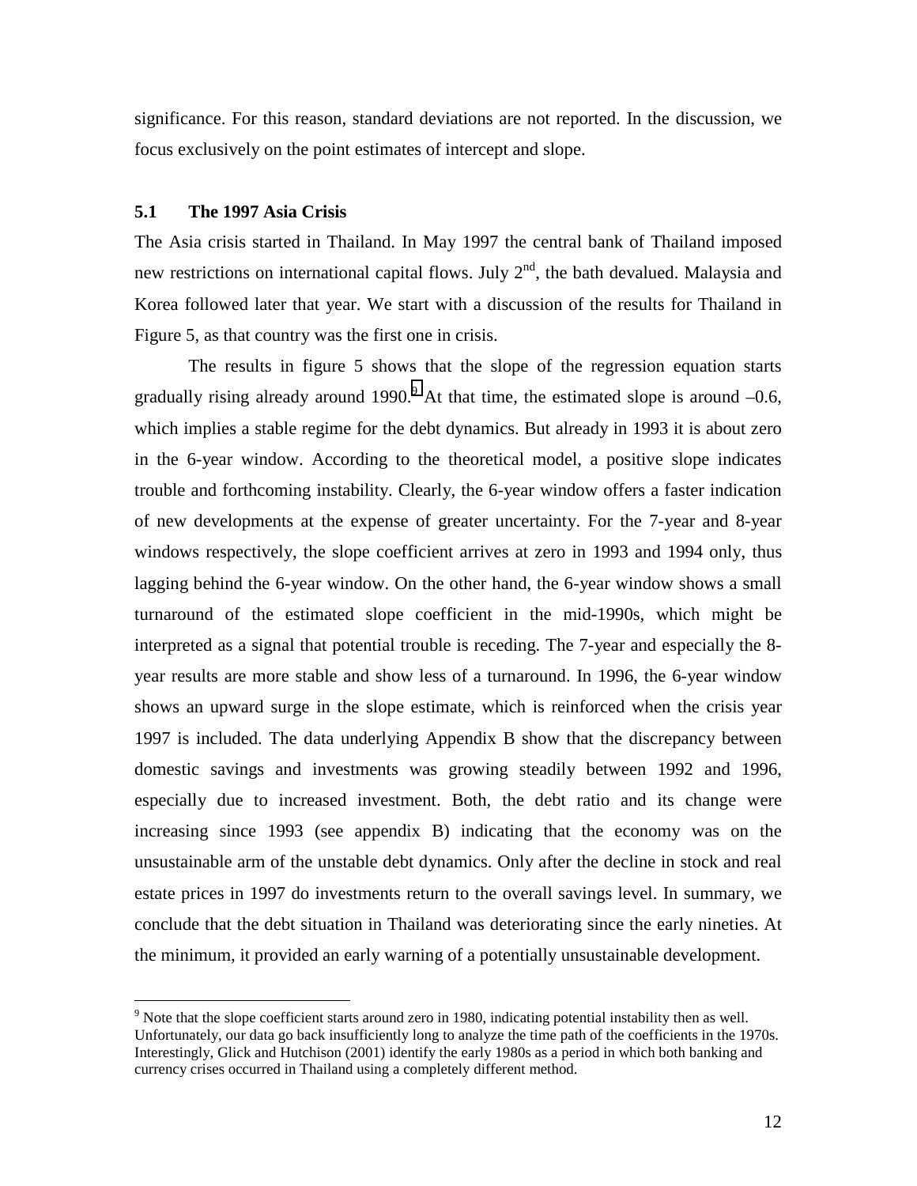significance. For this reason, standard deviations are not reported. In the discussion, we focus exclusively on the point estimates of intercept and slope.

### 5.1 The 1997 Asia Crisis

The Asia crisis started in Thailand. In May 1997 the central bank of Thailand imposed new restrictions on international capital flows. July 2nd, the bath devalued. Malaysia and Korea followed later that year. We start with a discussion of the results for Thailand in Figure 5, as that country was the first one in crisis.

The results in figure 5 shows that the slope of the regression equation starts gradually rising already around 1990.[9] At that time, the estimated slope is around –0.6, which implies a stable regime for the debt dynamics. But already in 1993 it is about zero in the 6-year window. According to the theoretical model, a positive slope indicates trouble and forthcoming instability. Clearly, the 6-year window offers a faster indication of new developments at the expense of greater uncertainty. For the 7-year and 8-year windows respectively, the slope coefficient arrives at zero in 1993 and 1994 only, thus lagging behind the 6-year window. On the other hand, the 6-year window shows a small turnaround of the estimated slope coefficient in the mid-1990s, which might be interpreted as a signal that potential trouble is receding. The 7-year and especially the 8-year results are more stable and show less of a turnaround. In 1996, the 6-year window shows an upward surge in the slope estimate, which is reinforced when the crisis year 1997 is included. The data underlying Appendix B show that the discrepancy between domestic savings and investments was growing steadily between 1992 and 1996, especially due to increased investment. Both, the debt ratio and its change were increasing since 1993 (see appendix B) indicating that the economy was on the unsustainable arm of the unstable debt dynamics. Only after the decline in stock and real estate prices in 1997 do investments return to the overall savings level. In summary, we conclude that the debt situation in Thailand was deteriorating since the early nineties. At the minimum, it provided an early warning of a potentially unsustainable development.

---

[9] Note that the slope coefficient starts around zero in 1980, indicating potential instability then as well. Unfortunately, our data go back insufficiently long to analyze the time path of the coefficients in the 1970s. Interestingly, Glick and Hutchison (2001) identify the early 1980s as a period in which both banking and currency crises occurred in Thailand using a completely different method.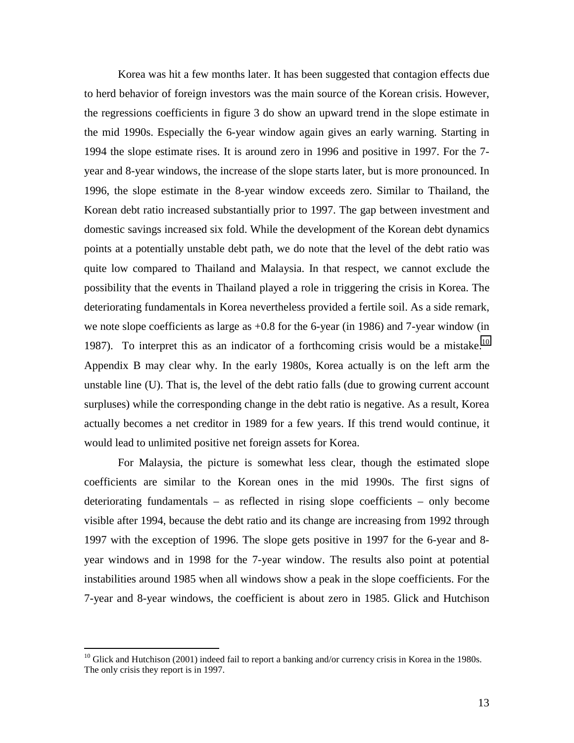Korea was hit a few months later. It has been suggested that contagion effects due to herd behavior of foreign investors was the main source of the Korean crisis. However, the regressions coefficients in figure 3 do show an upward trend in the slope estimate in the mid 1990s. Especially the 6-year window again gives an early warning. Starting in 1994 the slope estimate rises. It is around zero in 1996 and positive in 1997. For the 7-year and 8-year windows, the increase of the slope starts later, but is more pronounced. In 1996, the slope estimate in the 8-year window exceeds zero. Similar to Thailand, the Korean debt ratio increased substantially prior to 1997. The gap between investment and domestic savings increased six fold. While the development of the Korean debt dynamics points at a potentially unstable debt path, we do note that the level of the debt ratio was quite low compared to Thailand and Malaysia. In that respect, we cannot exclude the possibility that the events in Thailand played a role in triggering the crisis in Korea. The deteriorating fundamentals in Korea nevertheless provided a fertile soil. As a side remark, we note slope coefficients as large as +0.8 for the 6-year (in 1986) and 7-year window (in 1987). To interpret this as an indicator of a forthcoming crisis would be a mistake.[10] Appendix B may clear why. In the early 1980s, Korea actually is on the left arm the unstable line (U). That is, the level of the debt ratio falls (due to growing current account surpluses) while the corresponding change in the debt ratio is negative. As a result, Korea actually becomes a net creditor in 1989 for a few years. If this trend would continue, it would lead to unlimited positive net foreign assets for Korea.

For Malaysia, the picture is somewhat less clear, though the estimated slope coefficients are similar to the Korean ones in the mid 1990s. The first signs of deteriorating fundamentals – as reflected in rising slope coefficients – only become visible after 1994, because the debt ratio and its change are increasing from 1992 through 1997 with the exception of 1996. The slope gets positive in 1997 for the 6-year and 8-year windows and in 1998 for the 7-year window. The results also point at potential instabilities around 1985 when all windows show a peak in the slope coefficients. For the 7-year and 8-year windows, the coefficient is about zero in 1985. Glick and Hutchison

[10] Glick and Hutchison (2001) indeed fail to report a banking and/or currency crisis in Korea in the 1980s. The only crisis they report is in 1997.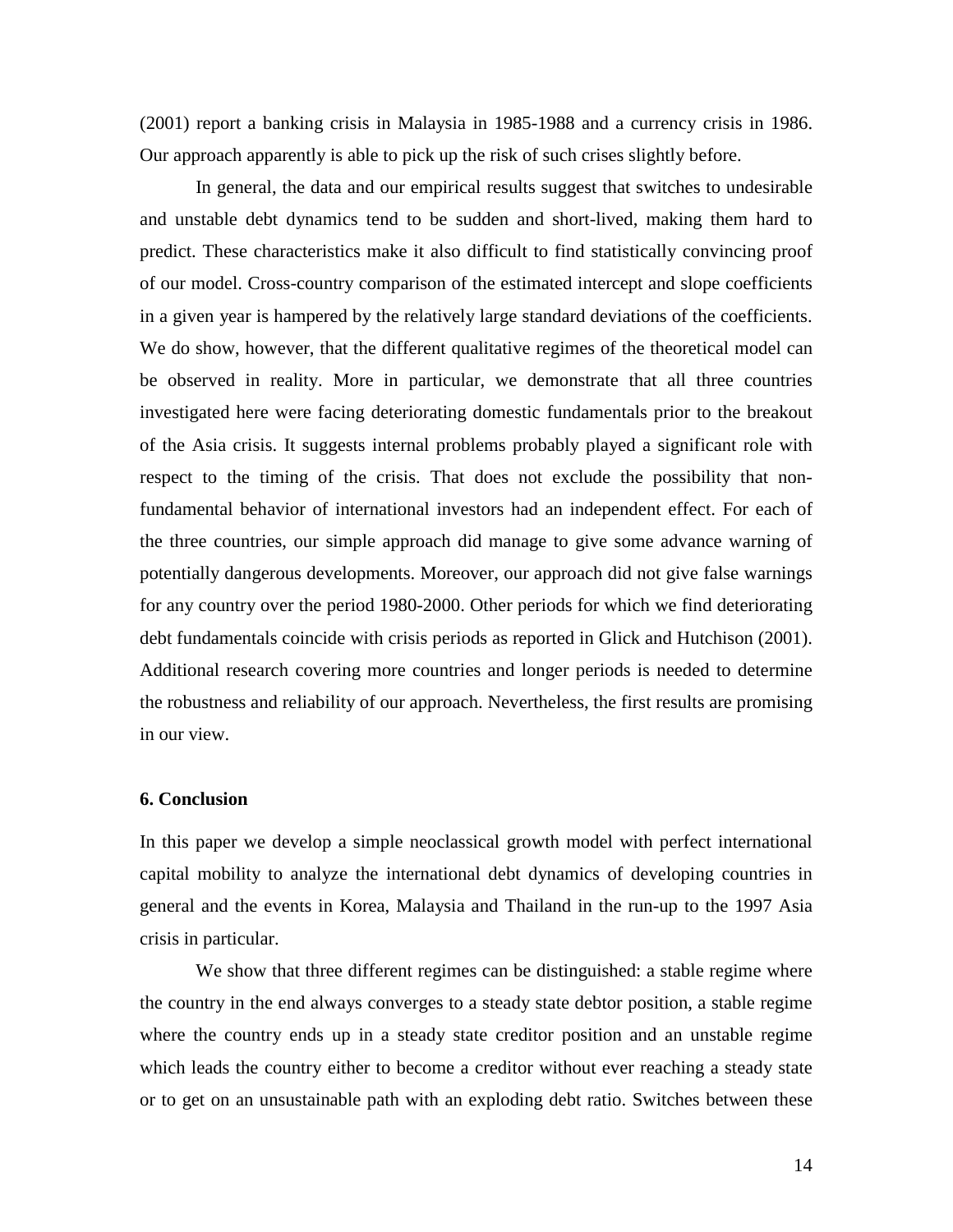(2001) report a banking crisis in Malaysia in 1985-1988 and a currency crisis in 1986. Our approach apparently is able to pick up the risk of such crises slightly before.

In general, the data and our empirical results suggest that switches to undesirable and unstable debt dynamics tend to be sudden and short-lived, making them hard to predict. These characteristics make it also difficult to find statistically convincing proof of our model. Cross-country comparison of the estimated intercept and slope coefficients in a given year is hampered by the relatively large standard deviations of the coefficients. We do show, however, that the different qualitative regimes of the theoretical model can be observed in reality. More in particular, we demonstrate that all three countries investigated here were facing deteriorating domestic fundamentals prior to the breakout of the Asia crisis. It suggests internal problems probably played a significant role with respect to the timing of the crisis. That does not exclude the possibility that non-fundamental behavior of international investors had an independent effect. For each of the three countries, our simple approach did manage to give some advance warning of potentially dangerous developments. Moreover, our approach did not give false warnings for any country over the period 1980-2000. Other periods for which we find deteriorating debt fundamentals coincide with crisis periods as reported in Glick and Hutchison (2001). Additional research covering more countries and longer periods is needed to determine the robustness and reliability of our approach. Nevertheless, the first results are promising in our view.

## 6. Conclusion

In this paper we develop a simple neoclassical growth model with perfect international capital mobility to analyze the international debt dynamics of developing countries in general and the events in Korea, Malaysia and Thailand in the run-up to the 1997 Asia crisis in particular.

We show that three different regimes can be distinguished: a stable regime where the country in the end always converges to a steady state debtor position, a stable regime where the country ends up in a steady state creditor position and an unstable regime which leads the country either to become a creditor without ever reaching a steady state or to get on an unsustainable path with an exploding debt ratio. Switches between these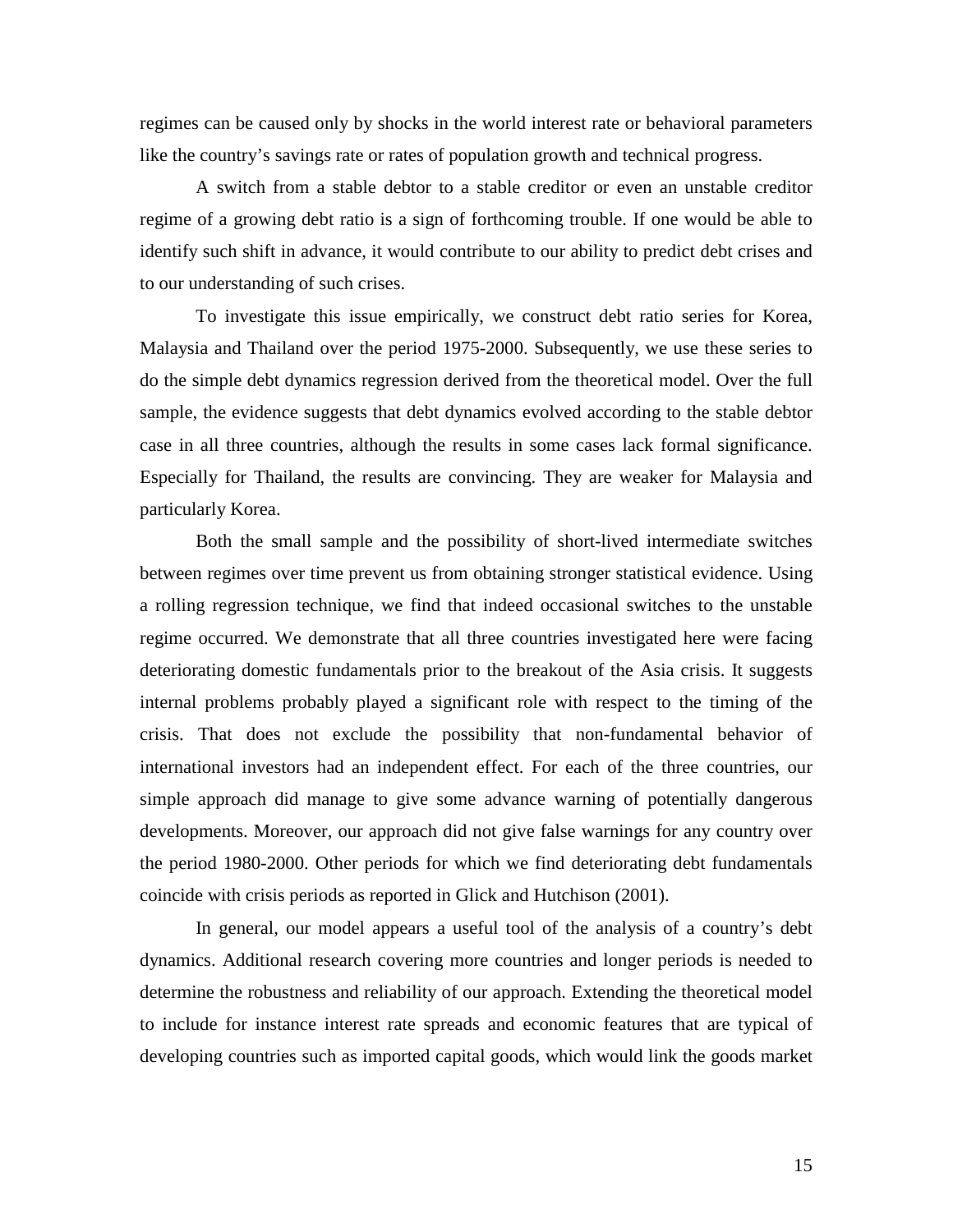regimes can be caused only by shocks in the world interest rate or behavioral parameters like the country's savings rate or rates of population growth and technical progress.

A switch from a stable debtor to a stable creditor or even an unstable creditor regime of a growing debt ratio is a sign of forthcoming trouble. If one would be able to identify such shift in advance, it would contribute to our ability to predict debt crises and to our understanding of such crises.

To investigate this issue empirically, we construct debt ratio series for Korea, Malaysia and Thailand over the period 1975-2000. Subsequently, we use these series to do the simple debt dynamics regression derived from the theoretical model. Over the full sample, the evidence suggests that debt dynamics evolved according to the stable debtor case in all three countries, although the results in some cases lack formal significance. Especially for Thailand, the results are convincing. They are weaker for Malaysia and particularly Korea.

Both the small sample and the possibility of short-lived intermediate switches between regimes over time prevent us from obtaining stronger statistical evidence. Using a rolling regression technique, we find that indeed occasional switches to the unstable regime occurred. We demonstrate that all three countries investigated here were facing deteriorating domestic fundamentals prior to the breakout of the Asia crisis. It suggests internal problems probably played a significant role with respect to the timing of the crisis. That does not exclude the possibility that non-fundamental behavior of international investors had an independent effect. For each of the three countries, our simple approach did manage to give some advance warning of potentially dangerous developments. Moreover, our approach did not give false warnings for any country over the period 1980-2000. Other periods for which we find deteriorating debt fundamentals coincide with crisis periods as reported in Glick and Hutchison (2001).

In general, our model appears a useful tool of the analysis of a country's debt dynamics. Additional research covering more countries and longer periods is needed to determine the robustness and reliability of our approach. Extending the theoretical model to include for instance interest rate spreads and economic features that are typical of developing countries such as imported capital goods, which would link the goods market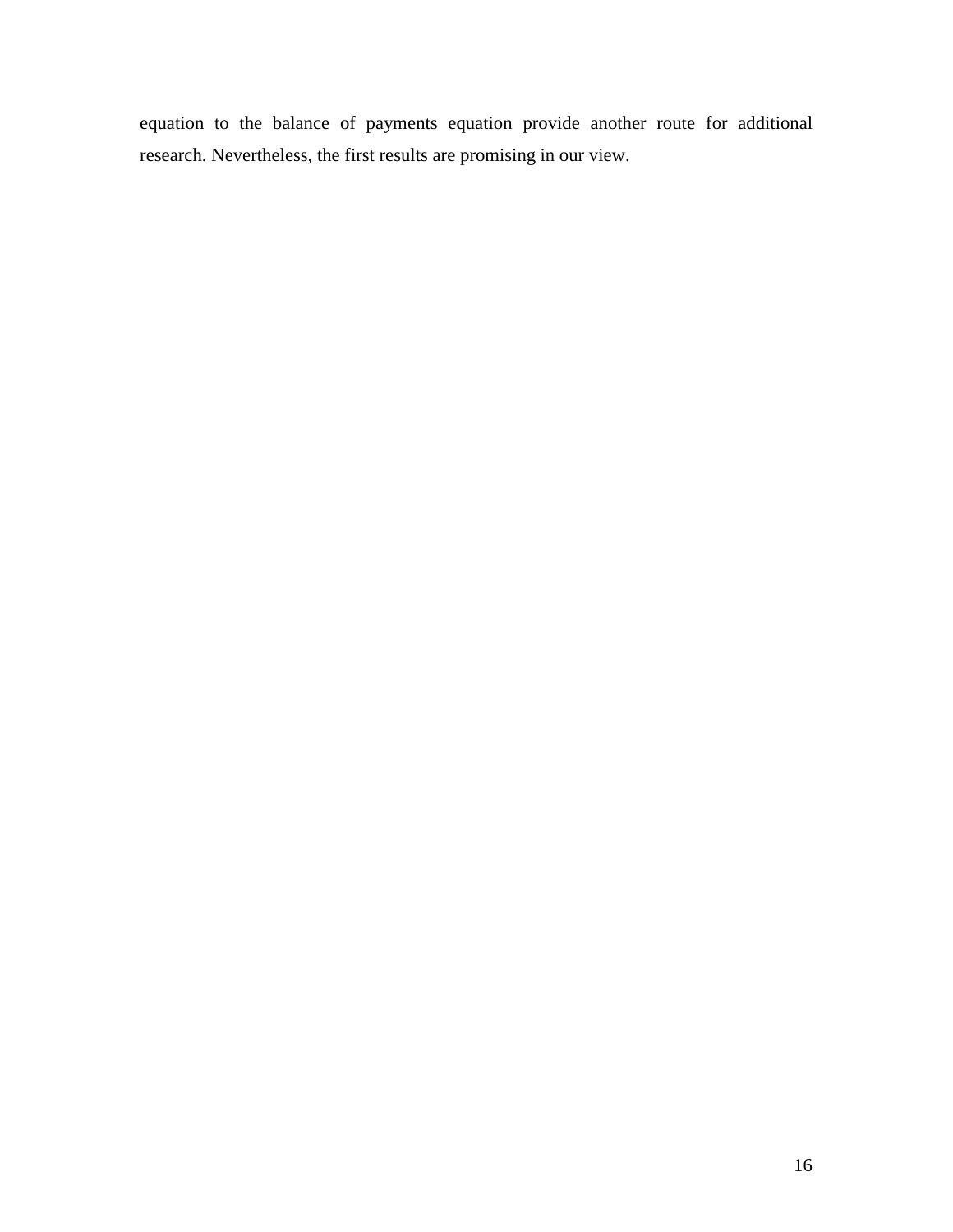equation to the balance of payments equation provide another route for additional research. Nevertheless, the first results are promising in our view.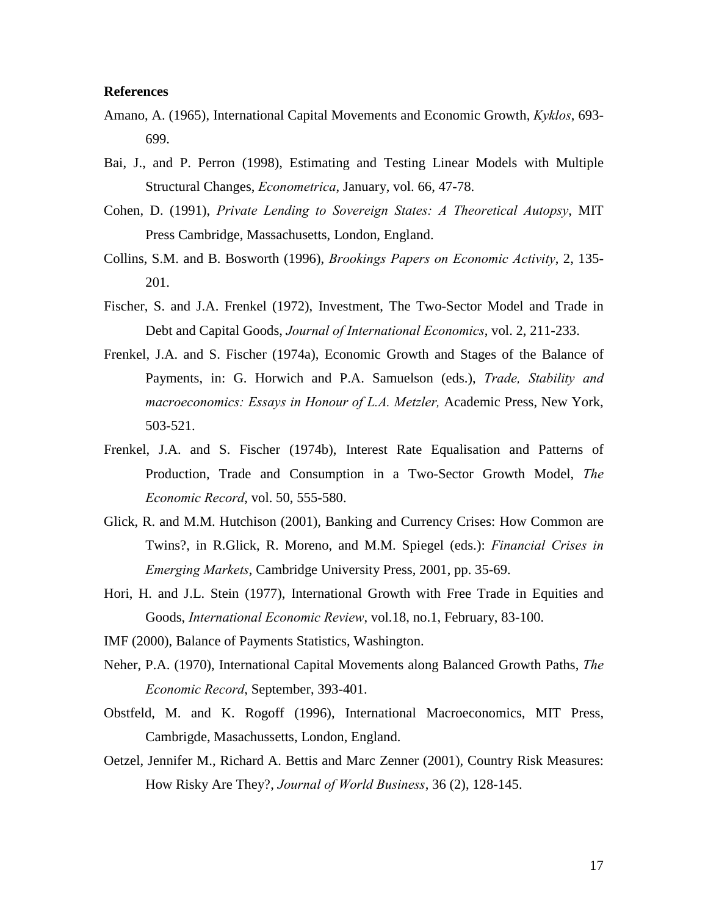**References**

Amano, A. (1965), International Capital Movements and Economic Growth, *Kyklos*, 693-699.

Bai, J., and P. Perron (1998), Estimating and Testing Linear Models with Multiple Structural Changes, *Econometrica*, January, vol. 66, 47-78.

Cohen, D. (1991), *Private Lending to Sovereign States: A Theoretical Autopsy*, MIT Press Cambridge, Massachusetts, London, England.

Collins, S.M. and B. Bosworth (1996), *Brookings Papers on Economic Activity*, 2, 135-201.

Fischer, S. and J.A. Frenkel (1972), Investment, The Two-Sector Model and Trade in Debt and Capital Goods, *Journal of International Economics*, vol. 2, 211-233.

Frenkel, J.A. and S. Fischer (1974a), Economic Growth and Stages of the Balance of Payments, in: G. Horwich and P.A. Samuelson (eds.), *Trade, Stability and macroeconomics: Essays in Honour of L.A. Metzler,* Academic Press, New York, 503-521.

Frenkel, J.A. and S. Fischer (1974b), Interest Rate Equalisation and Patterns of Production, Trade and Consumption in a Two-Sector Growth Model, *The Economic Record*, vol. 50, 555-580.

Glick, R. and M.M. Hutchison (2001), Banking and Currency Crises: How Common are Twins?, in R.Glick, R. Moreno, and M.M. Spiegel (eds.): *Financial Crises in Emerging Markets*, Cambridge University Press, 2001, pp. 35-69.

Hori, H. and J.L. Stein (1977), International Growth with Free Trade in Equities and Goods, *International Economic Review*, vol.18, no.1, February, 83-100.

IMF (2000), Balance of Payments Statistics, Washington.

Neher, P.A. (1970), International Capital Movements along Balanced Growth Paths, *The Economic Record*, September, 393-401.

Obstfeld, M. and K. Rogoff (1996), International Macroeconomics, MIT Press, Cambrigde, Masachussetts, London, England.

Oetzel, Jennifer M., Richard A. Bettis and Marc Zenner (2001), Country Risk Measures: How Risky Are They?, *Journal of World Business*, 36 (2), 128-145.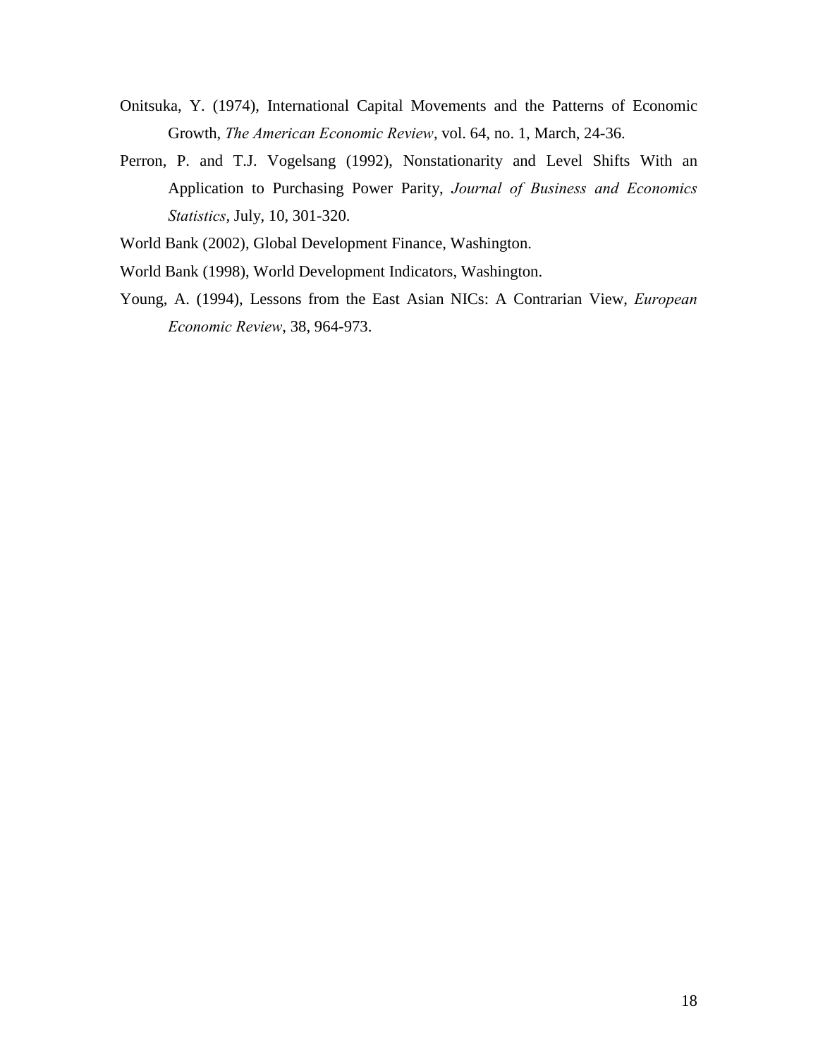Onitsuka, Y. (1974), International Capital Movements and the Patterns of Economic Growth, *The American Economic Review*, vol. 64, no. 1, March, 24-36.

Perron, P. and T.J. Vogelsang (1992), Nonstationarity and Level Shifts With an Application to Purchasing Power Parity, *Journal of Business and Economics Statistics*, July, 10, 301-320.

World Bank (2002), Global Development Finance, Washington.

World Bank (1998), World Development Indicators, Washington.

Young, A. (1994), Lessons from the East Asian NICs: A Contrarian View, *European Economic Review*, 38, 964-973.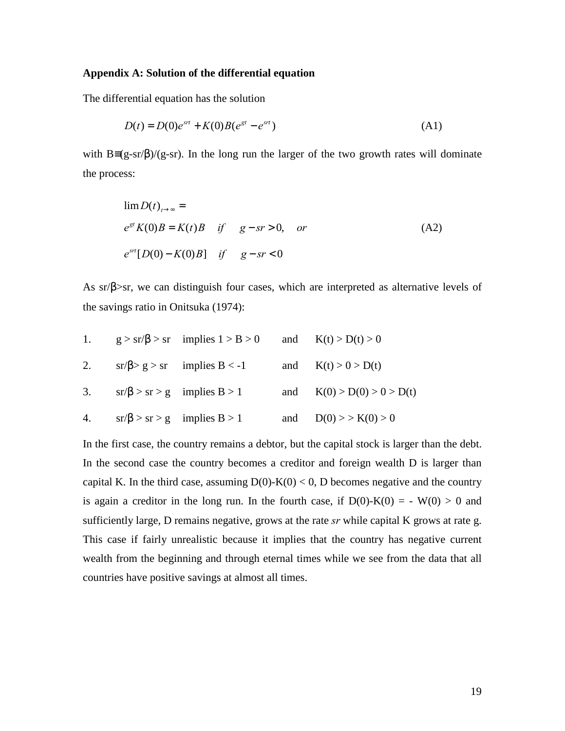**Appendix A: Solution of the differential equation**

The differential equation has the solution

$$D(t) = D(0)e^{srt} + K(0)B(e^{gt} - e^{srt}) \tag{A1}$$

with $B \equiv (g - sr/\beta)/(g - sr)$. In the long run the larger of the two growth rates will dominate the process:

$$\begin{aligned} &\lim D(t)_{t \to \infty} = \\ &e^{gt}K(0)B = K(t)B \quad if \quad g - sr > 0, \quad or \\ &e^{srt}[D(0) - K(0)B] \quad if \quad g - sr < 0 \end{aligned} \tag{A2}$$

As $sr/\beta > sr$, we can distinguish four cases, which are interpreted as alternative levels of the savings ratio in Onitsuka (1974):

| | | | | |
|---|---|---|---|---|
| 1. | $g > sr/\beta > sr$ | implies $1 > B > 0$ | and | $K(t) > D(t) > 0$ |
| 2. | $sr/\beta > g > sr$ | implies $B < -1$ | and | $K(t) > 0 > D(t)$ |
| 3. | $sr/\beta > sr > g$ | implies $B > 1$ | and | $K(0) > D(0) > 0 > D(t)$ |
| 4. | $sr/\beta > sr > g$ | implies $B > 1$ | and | $D(0) >> K(0) > 0$ |

In the first case, the country remains a debtor, but the capital stock is larger than the debt. In the second case the country becomes a creditor and foreign wealth D is larger than capital K. In the third case, assuming $D(0)-K(0) < 0$, D becomes negative and the country is again a creditor in the long run. In the fourth case, if $D(0)-K(0) = -W(0) > 0$ and sufficiently large, D remains negative, grows at the rate *sr* while capital K grows at rate g. This case if fairly unrealistic because it implies that the country has negative current wealth from the beginning and through eternal times while we see from the data that all countries have positive savings at almost all times.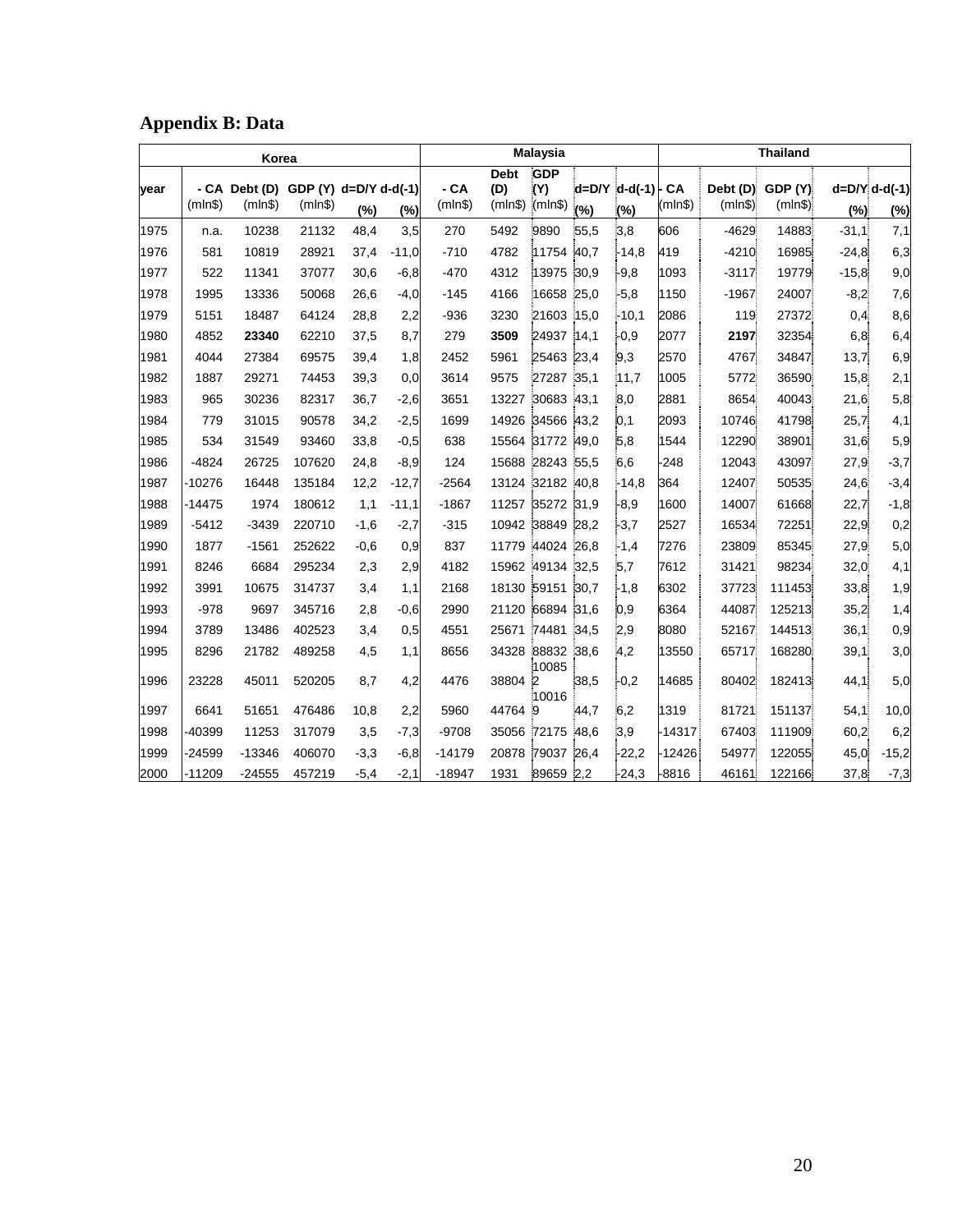## Appendix B: Data

| | Korea | | | | | Malaysia | | | | | Thailand | | | | |
|---|---|---|---|---|---|---|---|---|---|---|---|---|---|---|---|
| year | - CA (mln$) | Debt (D) (mln$) | GDP (Y) (mln$) | d=D/Y (%) | d-d(-1) (%) | - CA (mln$) | Debt (D) (mln$) | GDP (Y) (mln$) | d=D/Y (%) | d-d(-1) (%) | - CA (mln$) | Debt (D) (mln$) | GDP (Y) (mln$) | d=D/Y (%) | d-d(-1) (%) |
| 1975 | n.a. | 10238 | 21132 | 48,4 | 3,5 | 270 | 5492 | 9890 | 55,5 | 3,8 | 606 | -4629 | 14883 | -31,1 | 7,1 |
| 1976 | 581 | 10819 | 28921 | 37,4 | -11,0 | -710 | 4782 | 11754 | 40,7 | -14,8 | 419 | -4210 | 16985 | -24,8 | 6,3 |
| 1977 | 522 | 11341 | 37077 | 30,6 | -6,8 | -470 | 4312 | 13975 | 30,9 | -9,8 | 1093 | -3117 | 19779 | -15,8 | 9,0 |
| 1978 | 1995 | 13336 | 50068 | 26,6 | -4,0 | -145 | 4166 | 16658 | 25,0 | -5,8 | 1150 | -1967 | 24007 | -8,2 | 7,6 |
| 1979 | 5151 | 18487 | 64124 | 28,8 | 2,2 | -936 | 3230 | 21603 | 15,0 | -10,1 | 2086 | 119 | 27372 | 0,4 | 8,6 |
| 1980 | 4852 | **23340** | 62210 | 37,5 | 8,7 | 279 | **3509** | 24937 | 14,1 | -0,9 | 2077 | **2197** | 32354 | 6,8 | 6,4 |
| 1981 | 4044 | 27384 | 69575 | 39,4 | 1,8 | 2452 | 5961 | 25463 | 23,4 | 9,3 | 2570 | 4767 | 34847 | 13,7 | 6,9 |
| 1982 | 1887 | 29271 | 74453 | 39,3 | 0,0 | 3614 | 9575 | 27287 | 35,1 | 11,7 | 1005 | 5772 | 36590 | 15,8 | 2,1 |
| 1983 | 965 | 30236 | 82317 | 36,7 | -2,6 | 3651 | 13227 | 30683 | 43,1 | 8,0 | 2881 | 8654 | 40043 | 21,6 | 5,8 |
| 1984 | 779 | 31015 | 90578 | 34,2 | -2,5 | 1699 | 14926 | 34566 | 43,2 | 0,1 | 2093 | 10746 | 41798 | 25,7 | 4,1 |
| 1985 | 534 | 31549 | 93460 | 33,8 | -0,5 | 638 | 15564 | 31772 | 49,0 | 5,8 | 1544 | 12290 | 38901 | 31,6 | 5,9 |
| 1986 | -4824 | 26725 | 107620 | 24,8 | -8,9 | 124 | 15688 | 28243 | 55,5 | 6,6 | -248 | 12043 | 43097 | 27,9 | -3,7 |
| 1987 | -10276 | 16448 | 135184 | 12,2 | -12,7 | -2564 | 13124 | 32182 | 40,8 | -14,8 | 364 | 12407 | 50535 | 24,6 | -3,4 |
| 1988 | -14475 | 1974 | 180612 | 1,1 | -11,1 | -1867 | 11257 | 35272 | 31,9 | -8,9 | 1600 | 14007 | 61668 | 22,7 | -1,8 |
| 1989 | -5412 | -3439 | 220710 | -1,6 | -2,7 | -315 | 10942 | 38849 | 28,2 | -3,7 | 2527 | 16534 | 72251 | 22,9 | 0,2 |
| 1990 | 1877 | -1561 | 252622 | -0,6 | 0,9 | 837 | 11779 | 44024 | 26,8 | -1,4 | 7276 | 23809 | 85345 | 27,9 | 5,0 |
| 1991 | 8246 | 6684 | 295234 | 2,3 | 2,9 | 4182 | 15962 | 49134 | 32,5 | 5,7 | 7612 | 31421 | 98234 | 32,0 | 4,1 |
| 1992 | 3991 | 10675 | 314737 | 3,4 | 1,1 | 2168 | 18130 | 59151 | 30,7 | -1,8 | 6302 | 37723 | 111453 | 33,8 | 1,9 |
| 1993 | -978 | 9697 | 345716 | 2,8 | -0,6 | 2990 | 21120 | 66894 | 31,6 | 0,9 | 6364 | 44087 | 125213 | 35,2 | 1,4 |
| 1994 | 3789 | 13486 | 402523 | 3,4 | 0,5 | 4551 | 25671 | 74481 | 34,5 | 2,9 | 8080 | 52167 | 144513 | 36,1 | 0,9 |
| 1995 | 8296 | 21782 | 489258 | 4,5 | 1,1 | 8656 | 34328 | 88832 | 38,6 | 4,2 | 13550 | 65717 | 168280 | 39,1 | 3,0 |
| 1996 | 23228 | 45011 | 520205 | 8,7 | 4,2 | 4476 | 38804 | 100852 | 38,5 | -0,2 | 14685 | 80402 | 182413 | 44,1 | 5,0 |
| 1997 | 6641 | 51651 | 476486 | 10,8 | 2,2 | 5960 | 44764 | 100169 | 44,7 | 6,2 | 1319 | 81721 | 151137 | 54,1 | 10,0 |
| 1998 | -40399 | 11253 | 317079 | 3,5 | -7,3 | -9708 | 35056 | 72175 | 48,6 | 3,9 | -14317 | 67403 | 111909 | 60,2 | 6,2 |
| 1999 | -24599 | -13346 | 406070 | -3,3 | -6,8 | -14179 | 20878 | 79037 | 26,4 | -22,2 | -12426 | 54977 | 122055 | 45,0 | -15,2 |
| 2000 | -11209 | -24555 | 457219 | -5,4 | -2,1 | -18947 | 1931 | 89659 | 2,2 | -24,3 | -8816 | 46161 | 122166 | 37,8 | -7,3 |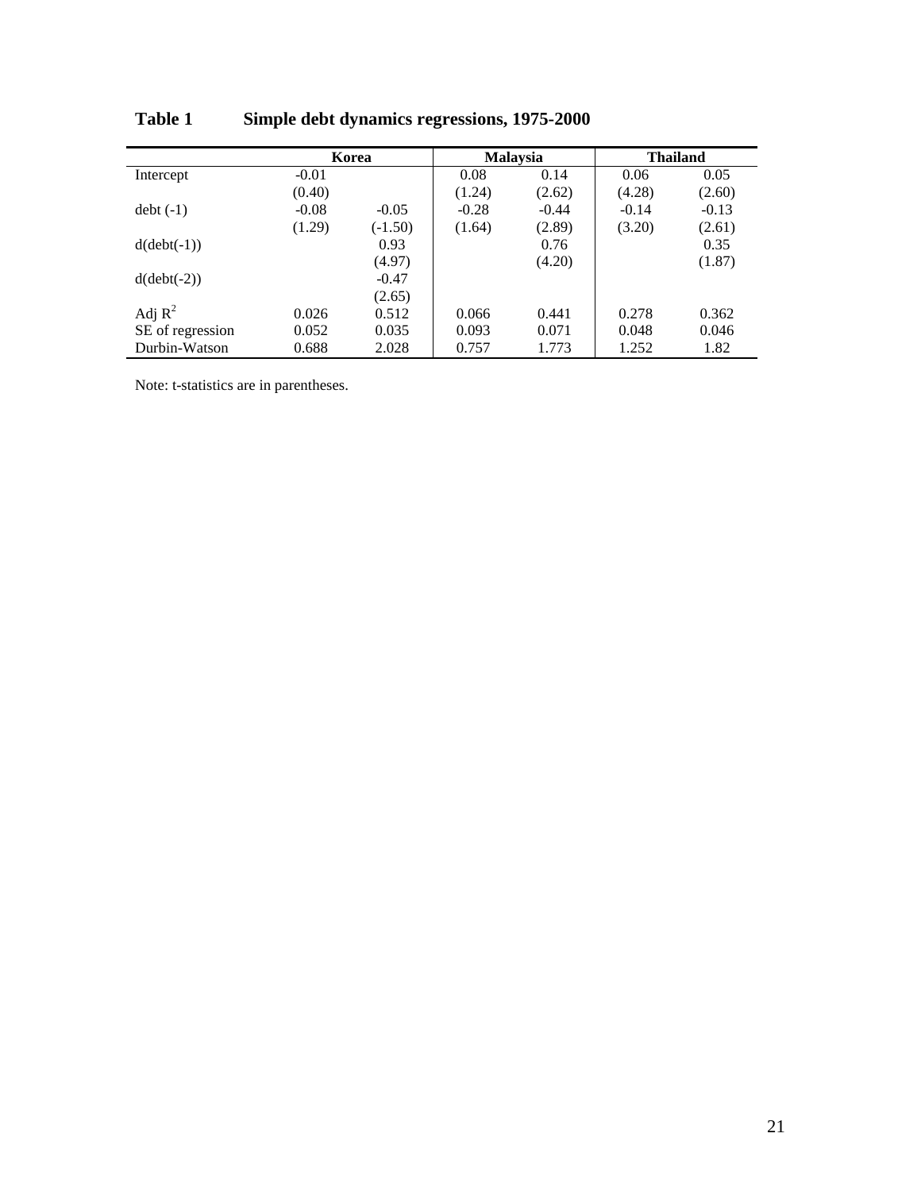**Table 1 Simple debt dynamics regressions, 1975-2000**

| | Korea | | Malaysia | | Thailand | |
|---|---|---|---|---|---|---|
| Intercept | -0.01 | | 0.08 | 0.14 | 0.06 | 0.05 |
| | (0.40) | | (1.24) | (2.62) | (4.28) | (2.60) |
| debt (-1) | -0.08 | -0.05 | -0.28 | -0.44 | -0.14 | -0.13 |
| | (1.29) | (-1.50) | (1.64) | (2.89) | (3.20) | (2.61) |
| d(debt(-1)) | | 0.93 | | 0.76 | | 0.35 |
| | | (4.97) | | (4.20) | | (1.87) |
| d(debt(-2)) | | -0.47 | | | | |
| | | (2.65) | | | | |
| Adj $R^2$ | 0.026 | 0.512 | 0.066 | 0.441 | 0.278 | 0.362 |
| SE of regression | 0.052 | 0.035 | 0.093 | 0.071 | 0.048 | 0.046 |
| Durbin-Watson | 0.688 | 2.028 | 0.757 | 1.773 | 1.252 | 1.82 |

Note: t-statistics are in parentheses.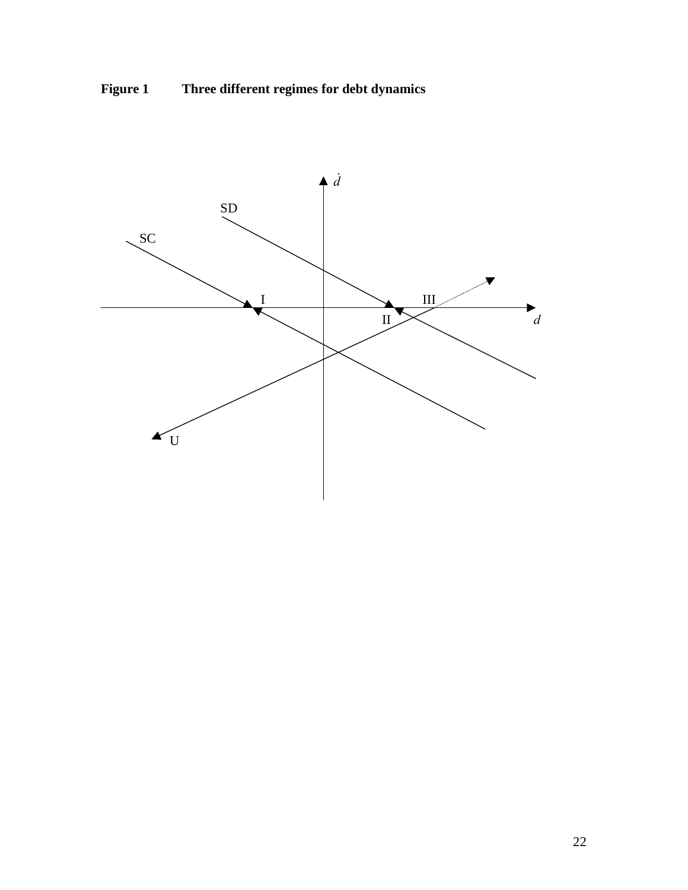**Figure 1 Three different regimes for debt dynamics**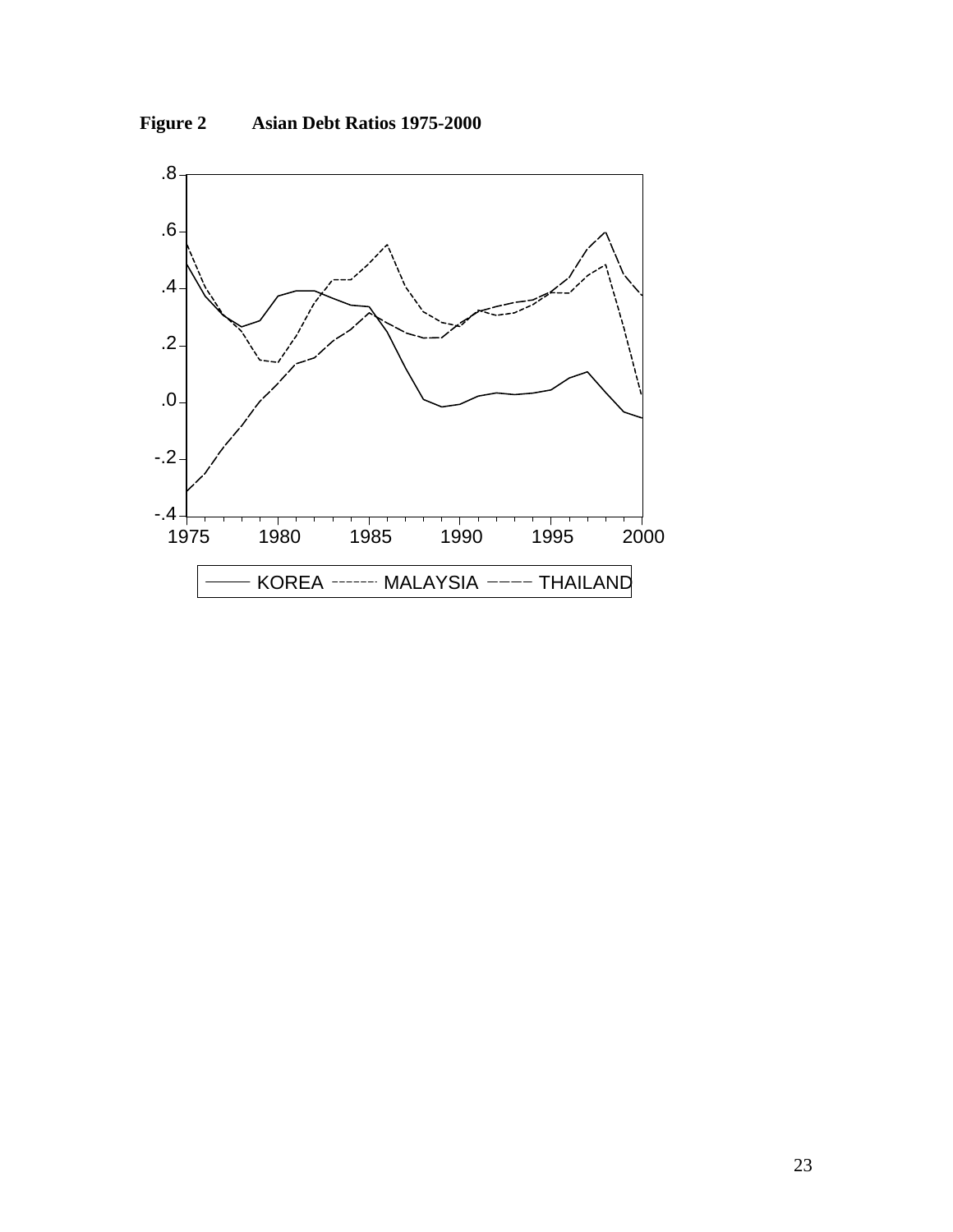**Figure 2 Asian Debt Ratios 1975-2000**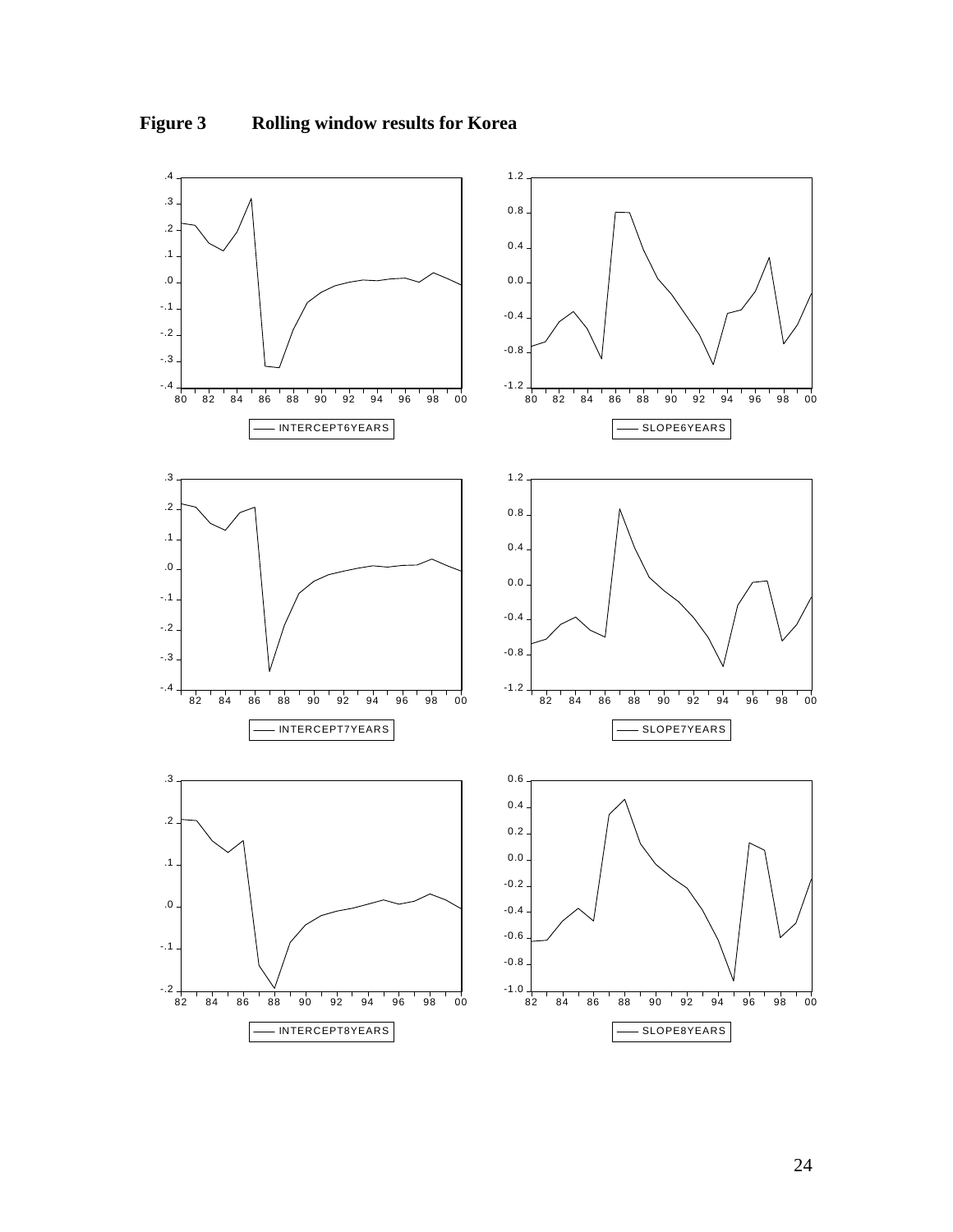**Figure 3 Rolling window results for Korea**

INTERCEPT6YEARS

SLOPE6YEARS

INTERCEPT7YEARS

SLOPE7YEARS

INTERCEPT8YEARS

SLOPE8YEARS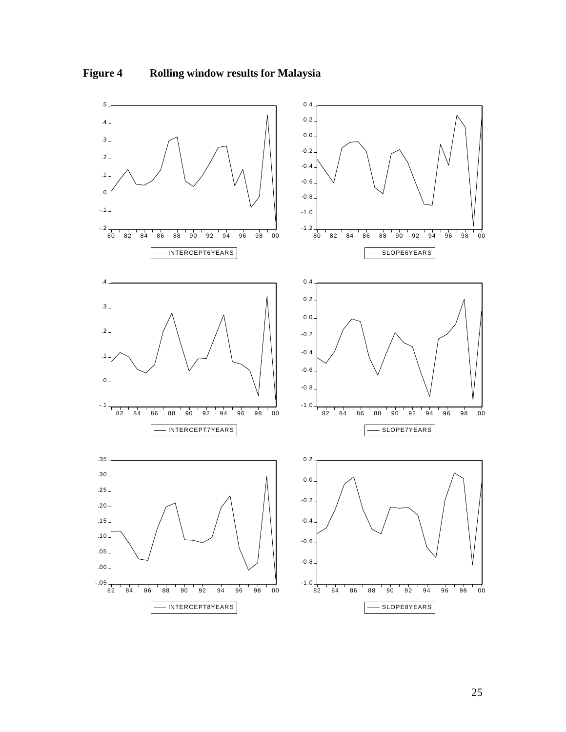**Figure 4 Rolling window results for Malaysia**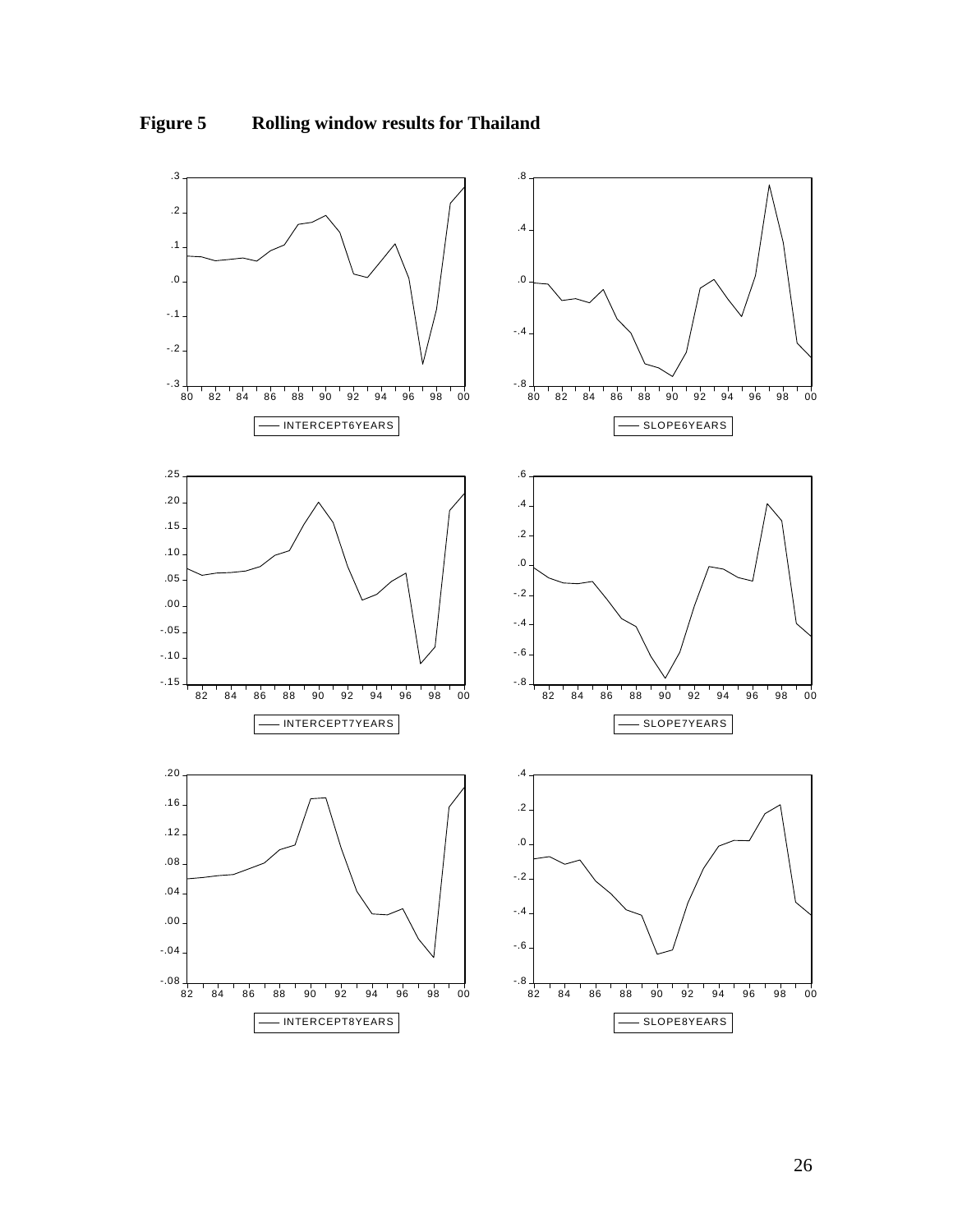**Figure 5 Rolling window results for Thailand**

.3
.2
.1
.0
-.1
-.2
-.3
80 82 84 86 88 90 92 94 96 98 00
INTERCEPT6YEARS

.8
.4
.0
-.4
-.8
80 82 84 86 88 90 92 94 96 98 00
SLOPE6YEARS

.25
.20
.15
.10
.05
.00
-.05
-.10
-.15
82 84 86 88 90 92 94 96 98 00
INTERCEPT7YEARS

.6
.4
.2
.0
-.2
-.4
-.6
-.8
82 84 86 88 90 92 94 96 98 00
SLOPE7YEARS

.20
.16
.12
.08
.04
.00
-.04
-.08
82 84 86 88 90 92 94 96 98 00
INTERCEPT8YEARS

.4
.2
.0
-.2
-.4
-.6
-.8
82 84 86 88 90 92 94 96 98 00
SLOPE8YEARS